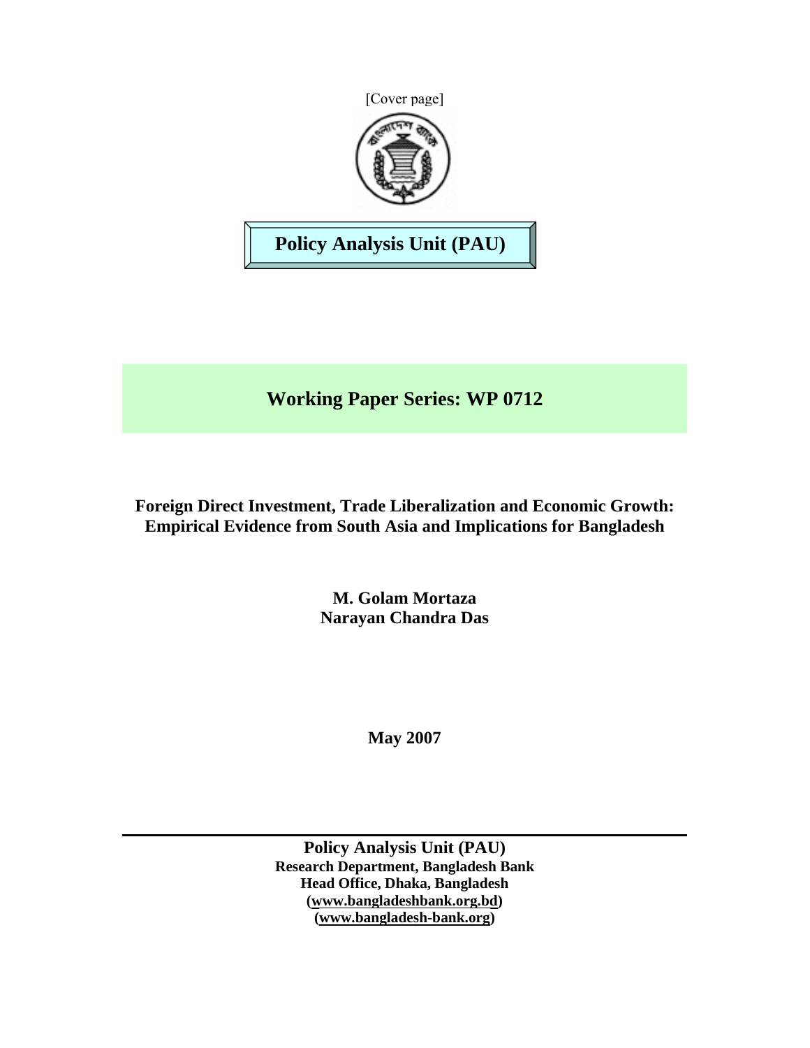[Cover page]

**Policy Analysis Unit (PAU)**

**Working Paper Series: WP 0712**

**Foreign Direct Investment, Trade Liberalization and Economic Growth: Empirical Evidence from South Asia and Implications for Bangladesh**

**M. Golam Mortaza**
**Narayan Chandra Das**

**May 2007**

---

**Policy Analysis Unit (PAU)**
**Research Department, Bangladesh Bank**
**Head Office, Dhaka, Bangladesh**
**(www.bangladeshbank.org.bd)**
**(www.bangladesh-bank.org)**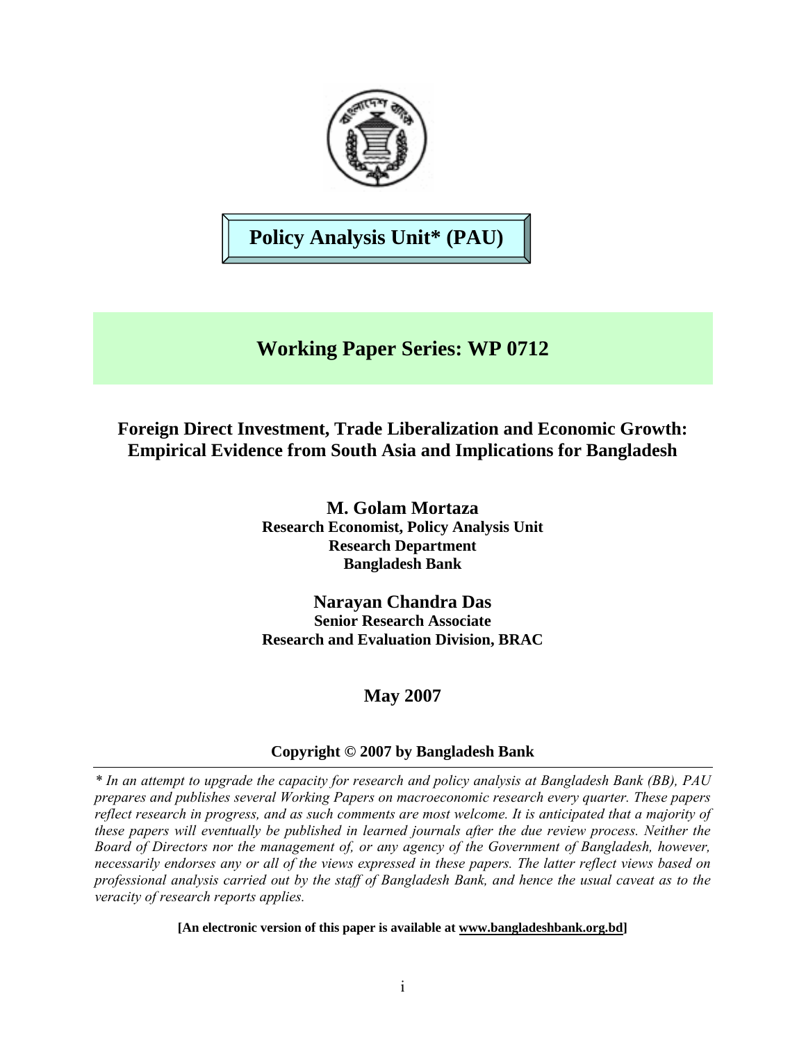**Policy Analysis Unit* (PAU)**

## Working Paper Series: WP 0712

# Foreign Direct Investment, Trade Liberalization and Economic Growth: Empirical Evidence from South Asia and Implications for Bangladesh

**M. Golam Mortaza**
**Research Economist, Policy Analysis Unit**
**Research Department**
**Bangladesh Bank**

**Narayan Chandra Das**
**Senior Research Associate**
**Research and Evaluation Division, BRAC**

**May 2007**

**Copyright © 2007 by Bangladesh Bank**

---

*\* In an attempt to upgrade the capacity for research and policy analysis at Bangladesh Bank (BB), PAU prepares and publishes several Working Papers on macroeconomic research every quarter. These papers reflect research in progress, and as such comments are most welcome. It is anticipated that a majority of these papers will eventually be published in learned journals after the due review process. Neither the Board of Directors nor the management of, or any agency of the Government of Bangladesh, however, necessarily endorses any or all of the views expressed in these papers. The latter reflect views based on professional analysis carried out by the staff of Bangladesh Bank, and hence the usual caveat as to the veracity of research reports applies.*

**[An electronic version of this paper is available at www.bangladeshbank.org.bd]**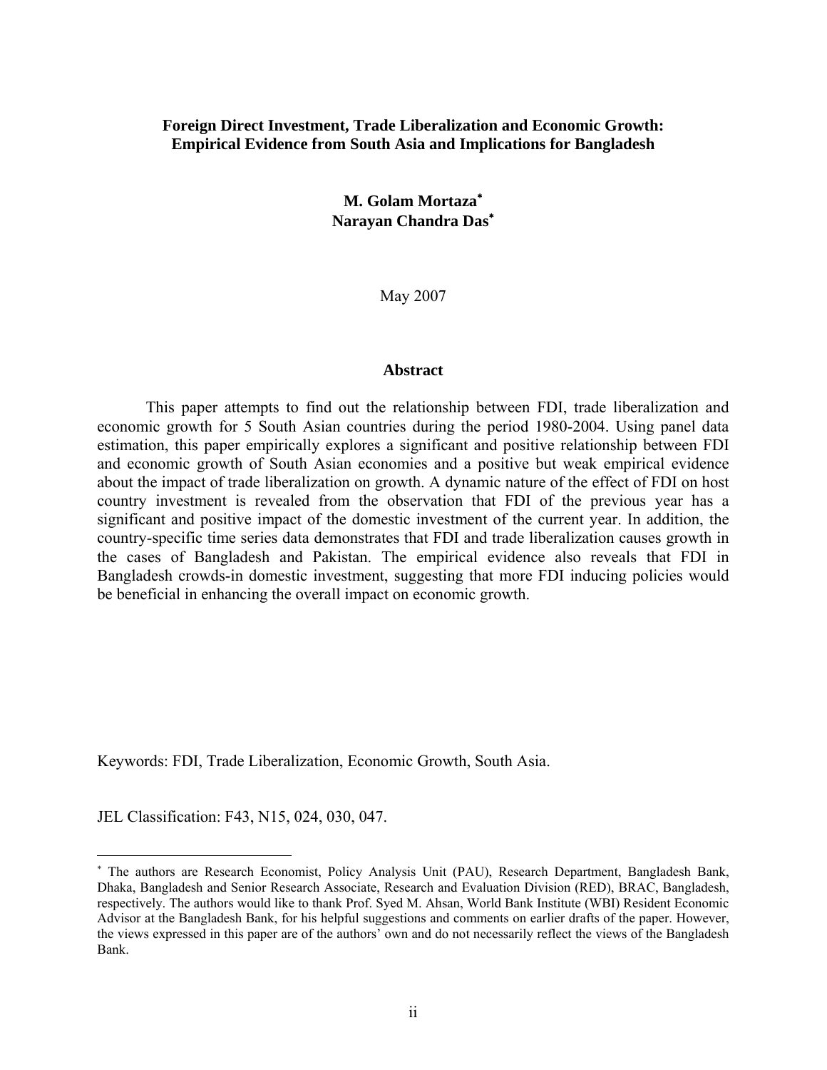**Foreign Direct Investment, Trade Liberalization and Economic Growth: Empirical Evidence from South Asia and Implications for Bangladesh**

**M. Golam Mortaza***
**Narayan Chandra Das***

May 2007

## Abstract

This paper attempts to find out the relationship between FDI, trade liberalization and economic growth for 5 South Asian countries during the period 1980-2004. Using panel data estimation, this paper empirically explores a significant and positive relationship between FDI and economic growth of South Asian economies and a positive but weak empirical evidence about the impact of trade liberalization on growth. A dynamic nature of the effect of FDI on host country investment is revealed from the observation that FDI of the previous year has a significant and positive impact of the domestic investment of the current year. In addition, the country-specific time series data demonstrates that FDI and trade liberalization causes growth in the cases of Bangladesh and Pakistan. The empirical evidence also reveals that FDI in Bangladesh crowds-in domestic investment, suggesting that more FDI inducing policies would be beneficial in enhancing the overall impact on economic growth.

Keywords: FDI, Trade Liberalization, Economic Growth, South Asia.

JEL Classification: F43, N15, 024, 030, 047.

---

* The authors are Research Economist, Policy Analysis Unit (PAU), Research Department, Bangladesh Bank, Dhaka, Bangladesh and Senior Research Associate, Research and Evaluation Division (RED), BRAC, Bangladesh, respectively. The authors would like to thank Prof. Syed M. Ahsan, World Bank Institute (WBI) Resident Economic Advisor at the Bangladesh Bank, for his helpful suggestions and comments on earlier drafts of the paper. However, the views expressed in this paper are of the authors' own and do not necessarily reflect the views of the Bangladesh Bank.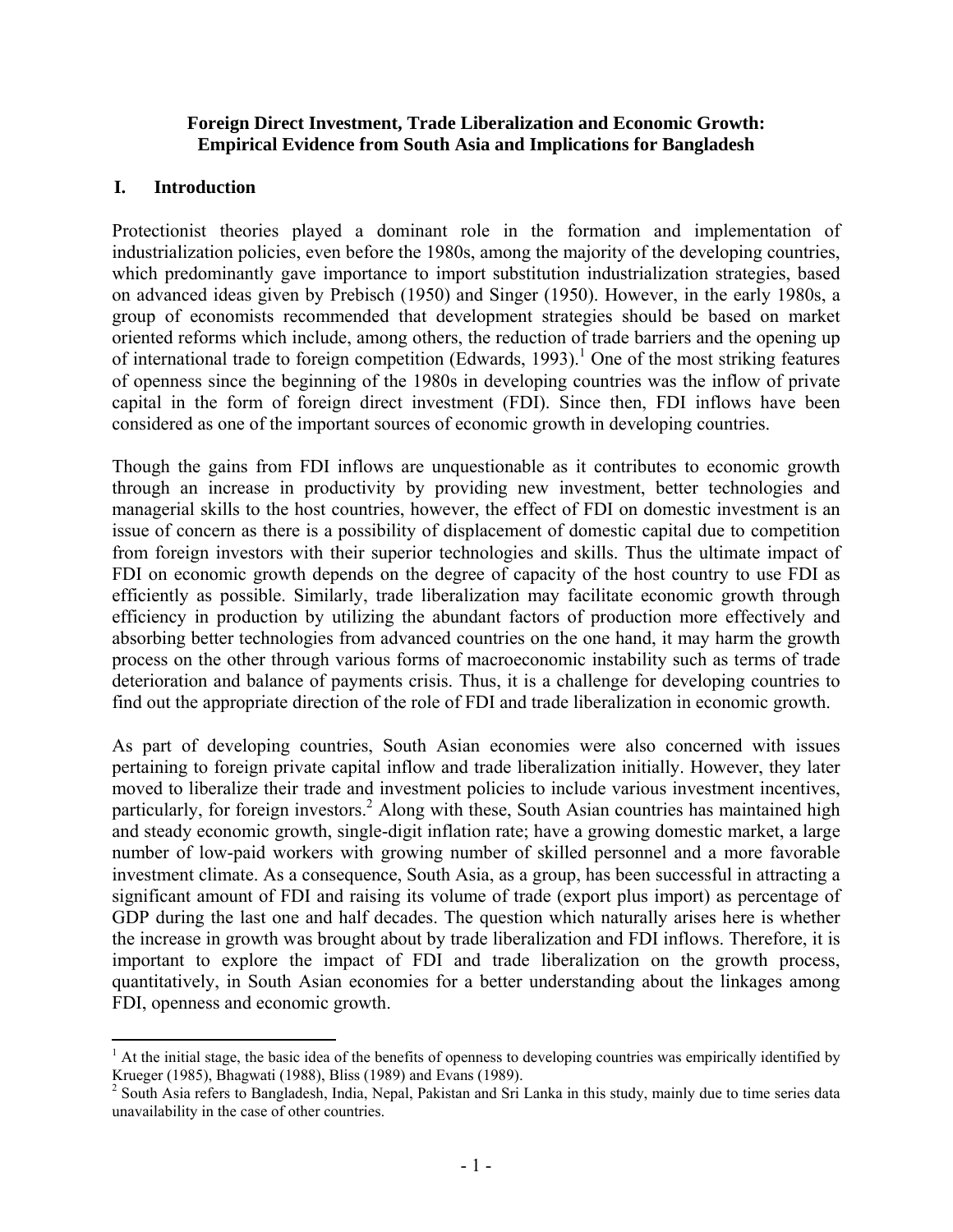**Foreign Direct Investment, Trade Liberalization and Economic Growth: Empirical Evidence from South Asia and Implications for Bangladesh**

## I. Introduction

Protectionist theories played a dominant role in the formation and implementation of industrialization policies, even before the 1980s, among the majority of the developing countries, which predominantly gave importance to import substitution industrialization strategies, based on advanced ideas given by Prebisch (1950) and Singer (1950). However, in the early 1980s, a group of economists recommended that development strategies should be based on market oriented reforms which include, among others, the reduction of trade barriers and the opening up of international trade to foreign competition (Edwards, 1993).[1] One of the most striking features of openness since the beginning of the 1980s in developing countries was the inflow of private capital in the form of foreign direct investment (FDI). Since then, FDI inflows have been considered as one of the important sources of economic growth in developing countries.

Though the gains from FDI inflows are unquestionable as it contributes to economic growth through an increase in productivity by providing new investment, better technologies and managerial skills to the host countries, however, the effect of FDI on domestic investment is an issue of concern as there is a possibility of displacement of domestic capital due to competition from foreign investors with their superior technologies and skills. Thus the ultimate impact of FDI on economic growth depends on the degree of capacity of the host country to use FDI as efficiently as possible. Similarly, trade liberalization may facilitate economic growth through efficiency in production by utilizing the abundant factors of production more effectively and absorbing better technologies from advanced countries on the one hand, it may harm the growth process on the other through various forms of macroeconomic instability such as terms of trade deterioration and balance of payments crisis. Thus, it is a challenge for developing countries to find out the appropriate direction of the role of FDI and trade liberalization in economic growth.

As part of developing countries, South Asian economies were also concerned with issues pertaining to foreign private capital inflow and trade liberalization initially. However, they later moved to liberalize their trade and investment policies to include various investment incentives, particularly, for foreign investors.[2] Along with these, South Asian countries has maintained high and steady economic growth, single-digit inflation rate; have a growing domestic market, a large number of low-paid workers with growing number of skilled personnel and a more favorable investment climate. As a consequence, South Asia, as a group, has been successful in attracting a significant amount of FDI and raising its volume of trade (export plus import) as percentage of GDP during the last one and half decades. The question which naturally arises here is whether the increase in growth was brought about by trade liberalization and FDI inflows. Therefore, it is important to explore the impact of FDI and trade liberalization on the growth process, quantitatively, in South Asian economies for a better understanding about the linkages among FDI, openness and economic growth.

---

[1] At the initial stage, the basic idea of the benefits of openness to developing countries was empirically identified by Krueger (1985), Bhagwati (1988), Bliss (1989) and Evans (1989).

[2] South Asia refers to Bangladesh, India, Nepal, Pakistan and Sri Lanka in this study, mainly due to time series data unavailability in the case of other countries.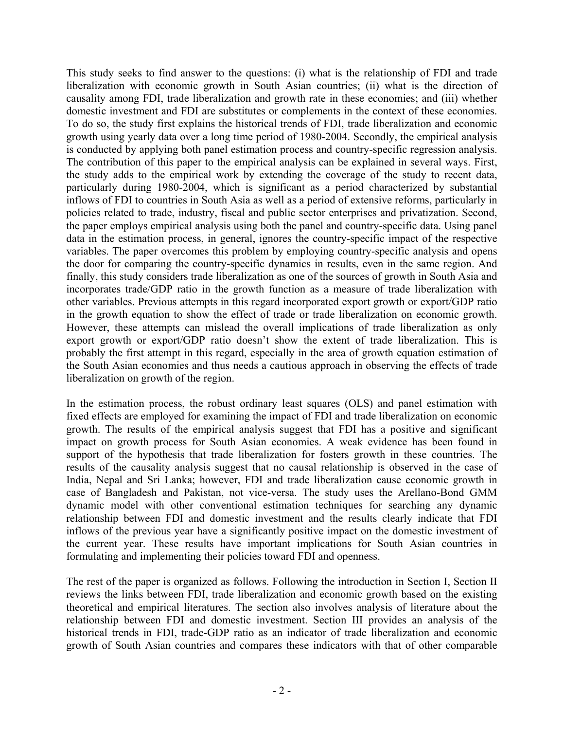This study seeks to find answer to the questions: (i) what is the relationship of FDI and trade liberalization with economic growth in South Asian countries; (ii) what is the direction of causality among FDI, trade liberalization and growth rate in these economies; and (iii) whether domestic investment and FDI are substitutes or complements in the context of these economies. To do so, the study first explains the historical trends of FDI, trade liberalization and economic growth using yearly data over a long time period of 1980-2004. Secondly, the empirical analysis is conducted by applying both panel estimation process and country-specific regression analysis. The contribution of this paper to the empirical analysis can be explained in several ways. First, the study adds to the empirical work by extending the coverage of the study to recent data, particularly during 1980-2004, which is significant as a period characterized by substantial inflows of FDI to countries in South Asia as well as a period of extensive reforms, particularly in policies related to trade, industry, fiscal and public sector enterprises and privatization. Second, the paper employs empirical analysis using both the panel and country-specific data. Using panel data in the estimation process, in general, ignores the country-specific impact of the respective variables. The paper overcomes this problem by employing country-specific analysis and opens the door for comparing the country-specific dynamics in results, even in the same region. And finally, this study considers trade liberalization as one of the sources of growth in South Asia and incorporates trade/GDP ratio in the growth function as a measure of trade liberalization with other variables. Previous attempts in this regard incorporated export growth or export/GDP ratio in the growth equation to show the effect of trade or trade liberalization on economic growth. However, these attempts can mislead the overall implications of trade liberalization as only export growth or export/GDP ratio doesn't show the extent of trade liberalization. This is probably the first attempt in this regard, especially in the area of growth equation estimation of the South Asian economies and thus needs a cautious approach in observing the effects of trade liberalization on growth of the region.

In the estimation process, the robust ordinary least squares (OLS) and panel estimation with fixed effects are employed for examining the impact of FDI and trade liberalization on economic growth. The results of the empirical analysis suggest that FDI has a positive and significant impact on growth process for South Asian economies. A weak evidence has been found in support of the hypothesis that trade liberalization for fosters growth in these countries. The results of the causality analysis suggest that no causal relationship is observed in the case of India, Nepal and Sri Lanka; however, FDI and trade liberalization cause economic growth in case of Bangladesh and Pakistan, not vice-versa. The study uses the Arellano-Bond GMM dynamic model with other conventional estimation techniques for searching any dynamic relationship between FDI and domestic investment and the results clearly indicate that FDI inflows of the previous year have a significantly positive impact on the domestic investment of the current year. These results have important implications for South Asian countries in formulating and implementing their policies toward FDI and openness.

The rest of the paper is organized as follows. Following the introduction in Section I, Section II reviews the links between FDI, trade liberalization and economic growth based on the existing theoretical and empirical literatures. The section also involves analysis of literature about the relationship between FDI and domestic investment. Section III provides an analysis of the historical trends in FDI, trade-GDP ratio as an indicator of trade liberalization and economic growth of South Asian countries and compares these indicators with that of other comparable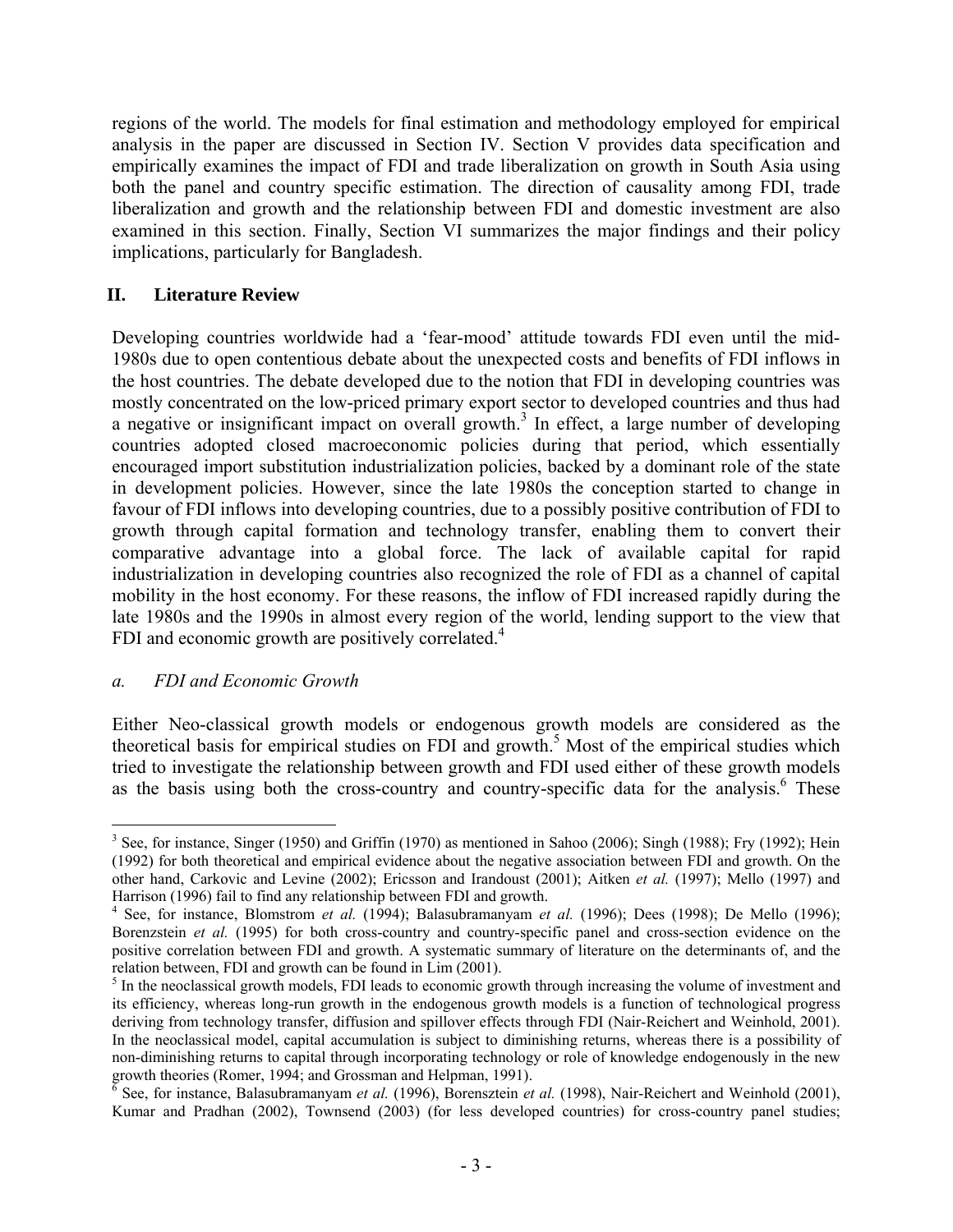regions of the world. The models for final estimation and methodology employed for empirical analysis in the paper are discussed in Section IV. Section V provides data specification and empirically examines the impact of FDI and trade liberalization on growth in South Asia using both the panel and country specific estimation. The direction of causality among FDI, trade liberalization and growth and the relationship between FDI and domestic investment are also examined in this section. Finally, Section VI summarizes the major findings and their policy implications, particularly for Bangladesh.

## II. Literature Review

Developing countries worldwide had a 'fear-mood' attitude towards FDI even until the mid-1980s due to open contentious debate about the unexpected costs and benefits of FDI inflows in the host countries. The debate developed due to the notion that FDI in developing countries was mostly concentrated on the low-priced primary export sector to developed countries and thus had a negative or insignificant impact on overall growth.[3] In effect, a large number of developing countries adopted closed macroeconomic policies during that period, which essentially encouraged import substitution industrialization policies, backed by a dominant role of the state in development policies. However, since the late 1980s the conception started to change in favour of FDI inflows into developing countries, due to a possibly positive contribution of FDI to growth through capital formation and technology transfer, enabling them to convert their comparative advantage into a global force. The lack of available capital for rapid industrialization in developing countries also recognized the role of FDI as a channel of capital mobility in the host economy. For these reasons, the inflow of FDI increased rapidly during the late 1980s and the 1990s in almost every region of the world, lending support to the view that FDI and economic growth are positively correlated.[4]

### *a. FDI and Economic Growth*

Either Neo-classical growth models or endogenous growth models are considered as the theoretical basis for empirical studies on FDI and growth.[5] Most of the empirical studies which tried to investigate the relationship between growth and FDI used either of these growth models as the basis using both the cross-country and country-specific data for the analysis.[6] These

---

[3] See, for instance, Singer (1950) and Griffin (1970) as mentioned in Sahoo (2006); Singh (1988); Fry (1992); Hein (1992) for both theoretical and empirical evidence about the negative association between FDI and growth. On the other hand, Carkovic and Levine (2002); Ericsson and Irandoust (2001); Aitken *et al.* (1997); Mello (1997) and Harrison (1996) fail to find any relationship between FDI and growth.

[4] See, for instance, Blomstrom *et al.* (1994); Balasubramanyam *et al.* (1996); Dees (1998); De Mello (1996); Borenzstein *et al.* (1995) for both cross-country and country-specific panel and cross-section evidence on the positive correlation between FDI and growth. A systematic summary of literature on the determinants of, and the relation between, FDI and growth can be found in Lim (2001).

[5] In the neoclassical growth models, FDI leads to economic growth through increasing the volume of investment and its efficiency, whereas long-run growth in the endogenous growth models is a function of technological progress deriving from technology transfer, diffusion and spillover effects through FDI (Nair-Reichert and Weinhold, 2001). In the neoclassical model, capital accumulation is subject to diminishing returns, whereas there is a possibility of non-diminishing returns to capital through incorporating technology or role of knowledge endogenously in the new growth theories (Romer, 1994; and Grossman and Helpman, 1991).

[6] See, for instance, Balasubramanyam *et al.* (1996), Borensztein *et al.* (1998), Nair-Reichert and Weinhold (2001), Kumar and Pradhan (2002), Townsend (2003) (for less developed countries) for cross-country panel studies;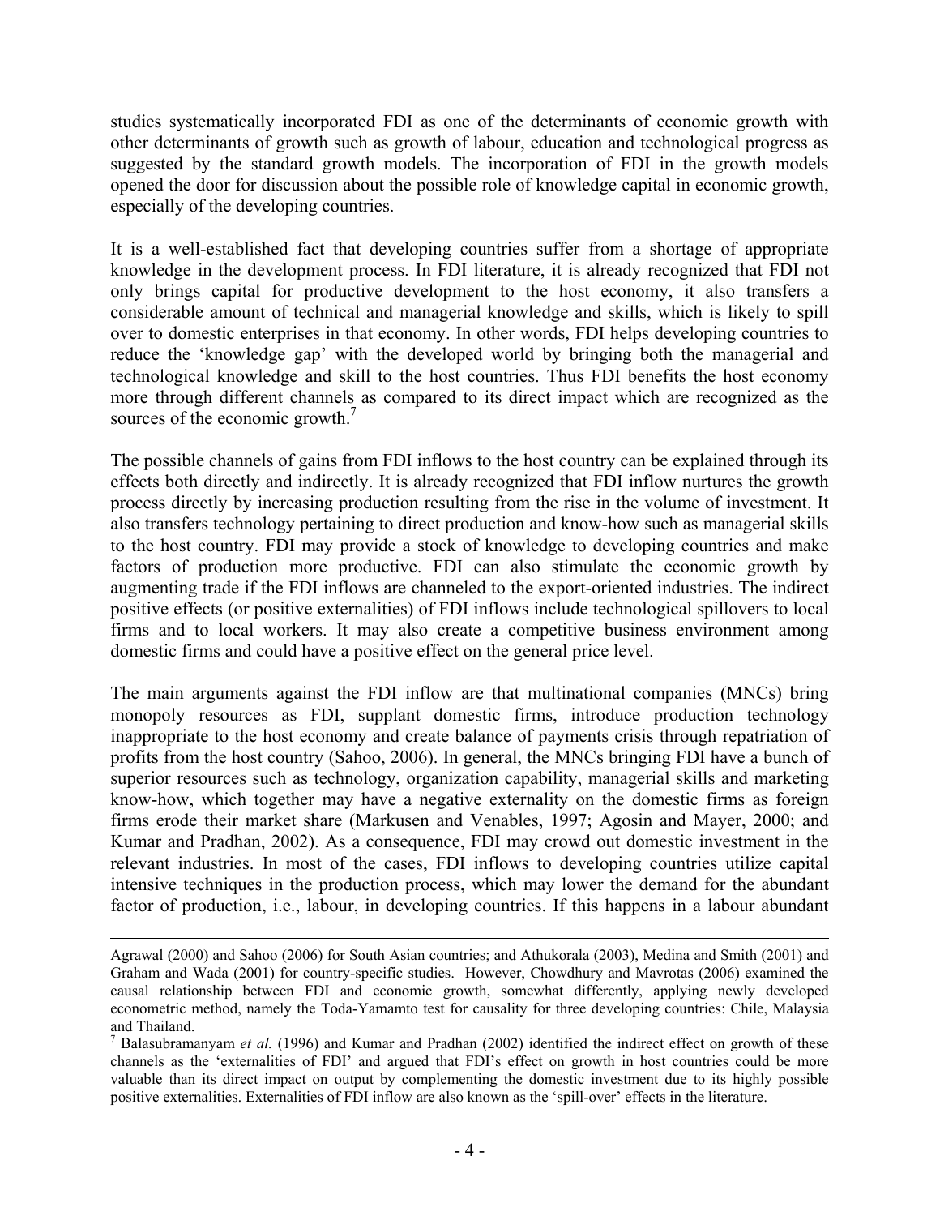studies systematically incorporated FDI as one of the determinants of economic growth with other determinants of growth such as growth of labour, education and technological progress as suggested by the standard growth models. The incorporation of FDI in the growth models opened the door for discussion about the possible role of knowledge capital in economic growth, especially of the developing countries.

It is a well-established fact that developing countries suffer from a shortage of appropriate knowledge in the development process. In FDI literature, it is already recognized that FDI not only brings capital for productive development to the host economy, it also transfers a considerable amount of technical and managerial knowledge and skills, which is likely to spill over to domestic enterprises in that economy. In other words, FDI helps developing countries to reduce the 'knowledge gap' with the developed world by bringing both the managerial and technological knowledge and skill to the host countries. Thus FDI benefits the host economy more through different channels as compared to its direct impact which are recognized as the sources of the economic growth.[7]

The possible channels of gains from FDI inflows to the host country can be explained through its effects both directly and indirectly. It is already recognized that FDI inflow nurtures the growth process directly by increasing production resulting from the rise in the volume of investment. It also transfers technology pertaining to direct production and know-how such as managerial skills to the host country. FDI may provide a stock of knowledge to developing countries and make factors of production more productive. FDI can also stimulate the economic growth by augmenting trade if the FDI inflows are channeled to the export-oriented industries. The indirect positive effects (or positive externalities) of FDI inflows include technological spillovers to local firms and to local workers. It may also create a competitive business environment among domestic firms and could have a positive effect on the general price level.

The main arguments against the FDI inflow are that multinational companies (MNCs) bring monopoly resources as FDI, supplant domestic firms, introduce production technology inappropriate to the host economy and create balance of payments crisis through repatriation of profits from the host country (Sahoo, 2006). In general, the MNCs bringing FDI have a bunch of superior resources such as technology, organization capability, managerial skills and marketing know-how, which together may have a negative externality on the domestic firms as foreign firms erode their market share (Markusen and Venables, 1997; Agosin and Mayer, 2000; and Kumar and Pradhan, 2002). As a consequence, FDI may crowd out domestic investment in the relevant industries. In most of the cases, FDI inflows to developing countries utilize capital intensive techniques in the production process, which may lower the demand for the abundant factor of production, i.e., labour, in developing countries. If this happens in a labour abundant

---

Agrawal (2000) and Sahoo (2006) for South Asian countries; and Athukorala (2003), Medina and Smith (2001) and Graham and Wada (2001) for country-specific studies. However, Chowdhury and Mavrotas (2006) examined the causal relationship between FDI and economic growth, somewhat differently, applying newly developed econometric method, namely the Toda-Yamamto test for causality for three developing countries: Chile, Malaysia and Thailand.

[7] Balasubramanyam *et al.* (1996) and Kumar and Pradhan (2002) identified the indirect effect on growth of these channels as the 'externalities of FDI' and argued that FDI's effect on growth in host countries could be more valuable than its direct impact on output by complementing the domestic investment due to its highly possible positive externalities. Externalities of FDI inflow are also known as the 'spill-over' effects in the literature.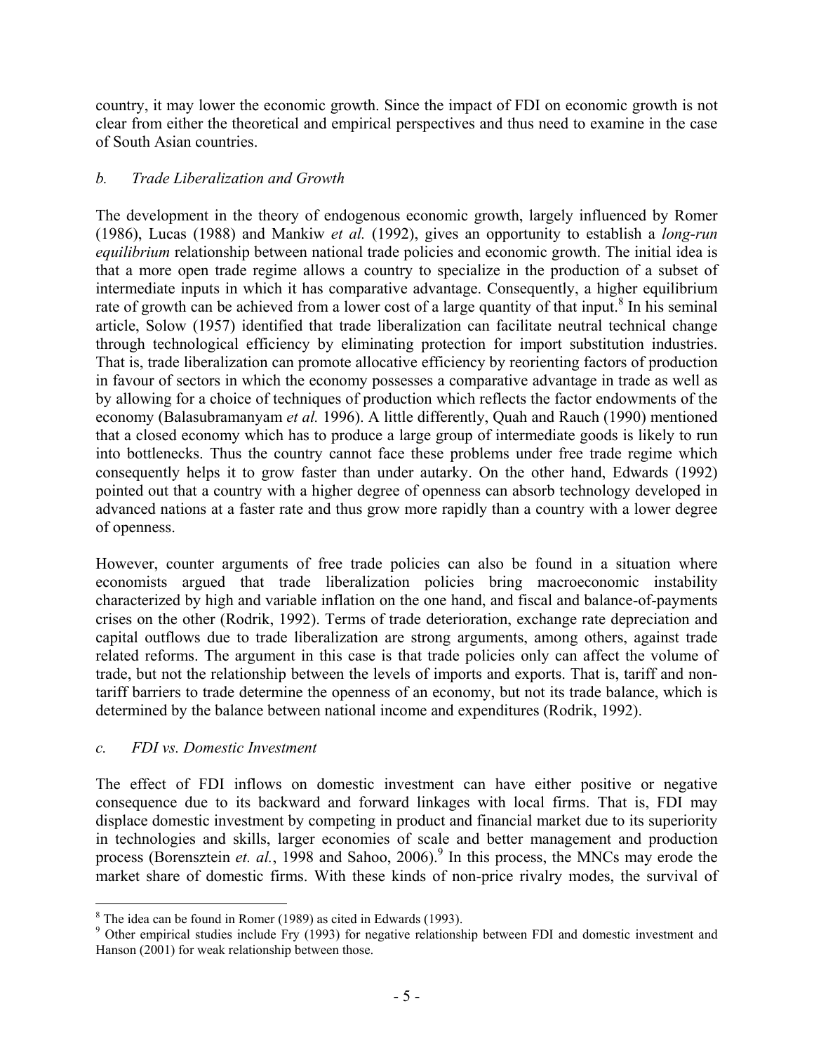country, it may lower the economic growth. Since the impact of FDI on economic growth is not clear from either the theoretical and empirical perspectives and thus need to examine in the case of South Asian countries.

### *b. Trade Liberalization and Growth*

The development in the theory of endogenous economic growth, largely influenced by Romer (1986), Lucas (1988) and Mankiw *et al.* (1992), gives an opportunity to establish a *long-run equilibrium* relationship between national trade policies and economic growth. The initial idea is that a more open trade regime allows a country to specialize in the production of a subset of intermediate inputs in which it has comparative advantage. Consequently, a higher equilibrium rate of growth can be achieved from a lower cost of a large quantity of that input.[8] In his seminal article, Solow (1957) identified that trade liberalization can facilitate neutral technical change through technological efficiency by eliminating protection for import substitution industries. That is, trade liberalization can promote allocative efficiency by reorienting factors of production in favour of sectors in which the economy possesses a comparative advantage in trade as well as by allowing for a choice of techniques of production which reflects the factor endowments of the economy (Balasubramanyam *et al.* 1996). A little differently, Quah and Rauch (1990) mentioned that a closed economy which has to produce a large group of intermediate goods is likely to run into bottlenecks. Thus the country cannot face these problems under free trade regime which consequently helps it to grow faster than under autarky. On the other hand, Edwards (1992) pointed out that a country with a higher degree of openness can absorb technology developed in advanced nations at a faster rate and thus grow more rapidly than a country with a lower degree of openness.

However, counter arguments of free trade policies can also be found in a situation where economists argued that trade liberalization policies bring macroeconomic instability characterized by high and variable inflation on the one hand, and fiscal and balance-of-payments crises on the other (Rodrik, 1992). Terms of trade deterioration, exchange rate depreciation and capital outflows due to trade liberalization are strong arguments, among others, against trade related reforms. The argument in this case is that trade policies only can affect the volume of trade, but not the relationship between the levels of imports and exports. That is, tariff and non-tariff barriers to trade determine the openness of an economy, but not its trade balance, which is determined by the balance between national income and expenditures (Rodrik, 1992).

### *c. FDI vs. Domestic Investment*

The effect of FDI inflows on domestic investment can have either positive or negative consequence due to its backward and forward linkages with local firms. That is, FDI may displace domestic investment by competing in product and financial market due to its superiority in technologies and skills, larger economies of scale and better management and production process (Borensztein *et. al.*, 1998 and Sahoo, 2006).[9] In this process, the MNCs may erode the market share of domestic firms. With these kinds of non-price rivalry modes, the survival of

---

[8] The idea can be found in Romer (1989) as cited in Edwards (1993).

[9] Other empirical studies include Fry (1993) for negative relationship between FDI and domestic investment and Hanson (2001) for weak relationship between those.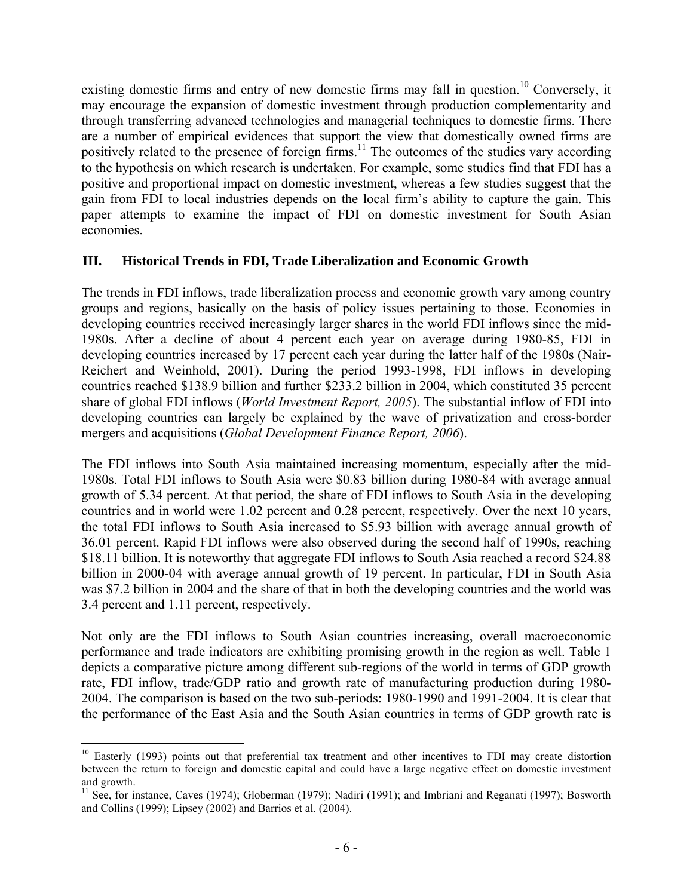existing domestic firms and entry of new domestic firms may fall in question.[10] Conversely, it may encourage the expansion of domestic investment through production complementarity and through transferring advanced technologies and managerial techniques to domestic firms. There are a number of empirical evidences that support the view that domestically owned firms are positively related to the presence of foreign firms.[11] The outcomes of the studies vary according to the hypothesis on which research is undertaken. For example, some studies find that FDI has a positive and proportional impact on domestic investment, whereas a few studies suggest that the gain from FDI to local industries depends on the local firm's ability to capture the gain. This paper attempts to examine the impact of FDI on domestic investment for South Asian economies.

## III. Historical Trends in FDI, Trade Liberalization and Economic Growth

The trends in FDI inflows, trade liberalization process and economic growth vary among country groups and regions, basically on the basis of policy issues pertaining to those. Economies in developing countries received increasingly larger shares in the world FDI inflows since the mid-1980s. After a decline of about 4 percent each year on average during 1980-85, FDI in developing countries increased by 17 percent each year during the latter half of the 1980s (Nair-Reichert and Weinhold, 2001). During the period 1993-1998, FDI inflows in developing countries reached \$138.9 billion and further \$233.2 billion in 2004, which constituted 35 percent share of global FDI inflows (*World Investment Report, 2005*). The substantial inflow of FDI into developing countries can largely be explained by the wave of privatization and cross-border mergers and acquisitions (*Global Development Finance Report, 2006*).

The FDI inflows into South Asia maintained increasing momentum, especially after the mid-1980s. Total FDI inflows to South Asia were \$0.83 billion during 1980-84 with average annual growth of 5.34 percent. At that period, the share of FDI inflows to South Asia in the developing countries and in world were 1.02 percent and 0.28 percent, respectively. Over the next 10 years, the total FDI inflows to South Asia increased to \$5.93 billion with average annual growth of 36.01 percent. Rapid FDI inflows were also observed during the second half of 1990s, reaching \$18.11 billion. It is noteworthy that aggregate FDI inflows to South Asia reached a record \$24.88 billion in 2000-04 with average annual growth of 19 percent. In particular, FDI in South Asia was \$7.2 billion in 2004 and the share of that in both the developing countries and the world was 3.4 percent and 1.11 percent, respectively.

Not only are the FDI inflows to South Asian countries increasing, overall macroeconomic performance and trade indicators are exhibiting promising growth in the region as well. Table 1 depicts a comparative picture among different sub-regions of the world in terms of GDP growth rate, FDI inflow, trade/GDP ratio and growth rate of manufacturing production during 1980-2004. The comparison is based on the two sub-periods: 1980-1990 and 1991-2004. It is clear that the performance of the East Asia and the South Asian countries in terms of GDP growth rate is

[10] Easterly (1993) points out that preferential tax treatment and other incentives to FDI may create distortion between the return to foreign and domestic capital and could have a large negative effect on domestic investment and growth.

[11] See, for instance, Caves (1974); Globerman (1979); Nadiri (1991); and Imbriani and Reganati (1997); Bosworth and Collins (1999); Lipsey (2002) and Barrios et al. (2004).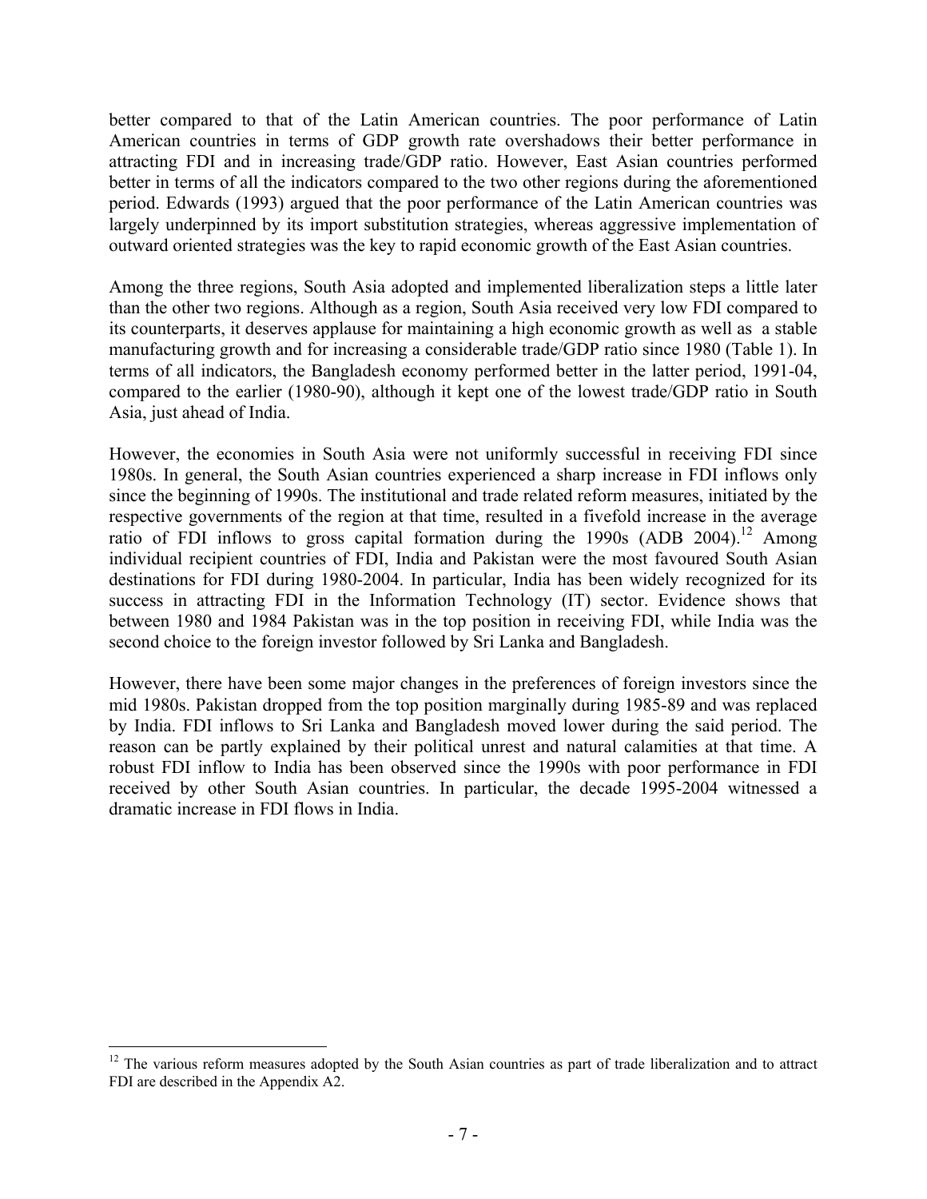better compared to that of the Latin American countries. The poor performance of Latin American countries in terms of GDP growth rate overshadows their better performance in attracting FDI and in increasing trade/GDP ratio. However, East Asian countries performed better in terms of all the indicators compared to the two other regions during the aforementioned period. Edwards (1993) argued that the poor performance of the Latin American countries was largely underpinned by its import substitution strategies, whereas aggressive implementation of outward oriented strategies was the key to rapid economic growth of the East Asian countries.

Among the three regions, South Asia adopted and implemented liberalization steps a little later than the other two regions. Although as a region, South Asia received very low FDI compared to its counterparts, it deserves applause for maintaining a high economic growth as well as a stable manufacturing growth and for increasing a considerable trade/GDP ratio since 1980 (Table 1). In terms of all indicators, the Bangladesh economy performed better in the latter period, 1991-04, compared to the earlier (1980-90), although it kept one of the lowest trade/GDP ratio in South Asia, just ahead of India.

However, the economies in South Asia were not uniformly successful in receiving FDI since 1980s. In general, the South Asian countries experienced a sharp increase in FDI inflows only since the beginning of 1990s. The institutional and trade related reform measures, initiated by the respective governments of the region at that time, resulted in a fivefold increase in the average ratio of FDI inflows to gross capital formation during the 1990s (ADB 2004).[12] Among individual recipient countries of FDI, India and Pakistan were the most favoured South Asian destinations for FDI during 1980-2004. In particular, India has been widely recognized for its success in attracting FDI in the Information Technology (IT) sector. Evidence shows that between 1980 and 1984 Pakistan was in the top position in receiving FDI, while India was the second choice to the foreign investor followed by Sri Lanka and Bangladesh.

However, there have been some major changes in the preferences of foreign investors since the mid 1980s. Pakistan dropped from the top position marginally during 1985-89 and was replaced by India. FDI inflows to Sri Lanka and Bangladesh moved lower during the said period. The reason can be partly explained by their political unrest and natural calamities at that time. A robust FDI inflow to India has been observed since the 1990s with poor performance in FDI received by other South Asian countries. In particular, the decade 1995-2004 witnessed a dramatic increase in FDI flows in India.

[12] The various reform measures adopted by the South Asian countries as part of trade liberalization and to attract FDI are described in the Appendix A2.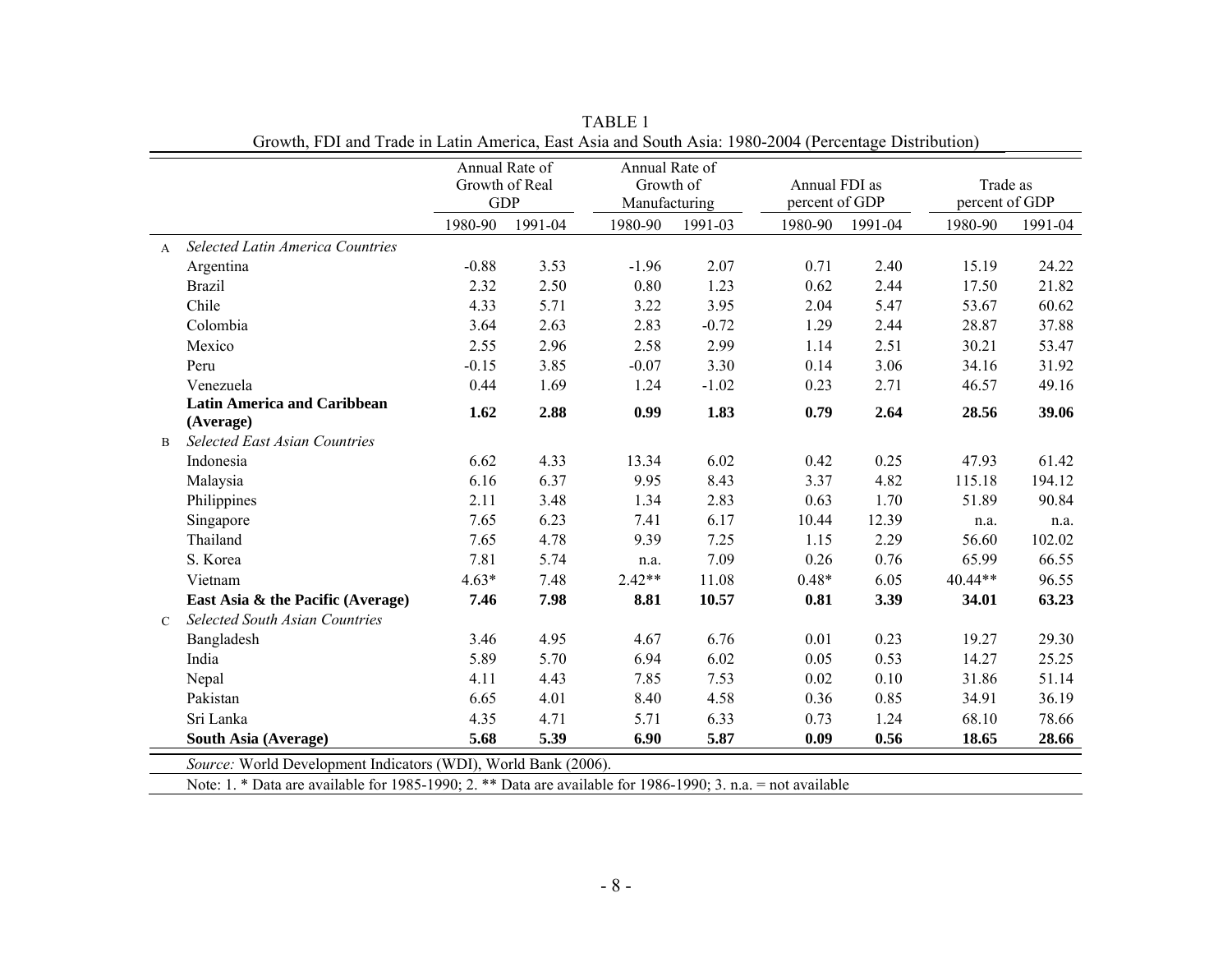TABLE 1

Growth, FDI and Trade in Latin America, East Asia and South Asia: 1980-2004 (Percentage Distribution)

| | | Annual Rate of Growth of Real GDP | | Annual Rate of Growth of Manufacturing | | Annual FDI as percent of GDP | | Trade as percent of GDP | |
|---|---|---|---|---|---|---|---|---|---|
| | | 1980-90 | 1991-04 | 1980-90 | 1991-03 | 1980-90 | 1991-04 | 1980-90 | 1991-04 |
| A | *Selected Latin America Countries* | | | | | | | | |
| | Argentina | -0.88 | 3.53 | -1.96 | 2.07 | 0.71 | 2.40 | 15.19 | 24.22 |
| | Brazil | 2.32 | 2.50 | 0.80 | 1.23 | 0.62 | 2.44 | 17.50 | 21.82 |
| | Chile | 4.33 | 5.71 | 3.22 | 3.95 | 2.04 | 5.47 | 53.67 | 60.62 |
| | Colombia | 3.64 | 2.63 | 2.83 | -0.72 | 1.29 | 2.44 | 28.87 | 37.88 |
| | Mexico | 2.55 | 2.96 | 2.58 | 2.99 | 1.14 | 2.51 | 30.21 | 53.47 |
| | Peru | -0.15 | 3.85 | -0.07 | 3.30 | 0.14 | 3.06 | 34.16 | 31.92 |
| | Venezuela | 0.44 | 1.69 | 1.24 | -1.02 | 0.23 | 2.71 | 46.57 | 49.16 |
| | **Latin America and Caribbean (Average)** | **1.62** | **2.88** | **0.99** | **1.83** | **0.79** | **2.64** | **28.56** | **39.06** |
| B | *Selected East Asian Countries* | | | | | | | | |
| | Indonesia | 6.62 | 4.33 | 13.34 | 6.02 | 0.42 | 0.25 | 47.93 | 61.42 |
| | Malaysia | 6.16 | 6.37 | 9.95 | 8.43 | 3.37 | 4.82 | 115.18 | 194.12 |
| | Philippines | 2.11 | 3.48 | 1.34 | 2.83 | 0.63 | 1.70 | 51.89 | 90.84 |
| | Singapore | 7.65 | 6.23 | 7.41 | 6.17 | 10.44 | 12.39 | n.a. | n.a. |
| | Thailand | 7.65 | 4.78 | 9.39 | 7.25 | 1.15 | 2.29 | 56.60 | 102.02 |
| | S. Korea | 7.81 | 5.74 | n.a. | 7.09 | 0.26 | 0.76 | 65.99 | 66.55 |
| | Vietnam | 4.63* | 7.48 | 2.42** | 11.08 | 0.48* | 6.05 | 40.44** | 96.55 |
| | **East Asia & the Pacific (Average)** | **7.46** | **7.98** | **8.81** | **10.57** | **0.81** | **3.39** | **34.01** | **63.23** |
| C | *Selected South Asian Countries* | | | | | | | | |
| | Bangladesh | 3.46 | 4.95 | 4.67 | 6.76 | 0.01 | 0.23 | 19.27 | 29.30 |
| | India | 5.89 | 5.70 | 6.94 | 6.02 | 0.05 | 0.53 | 14.27 | 25.25 |
| | Nepal | 4.11 | 4.43 | 7.85 | 7.53 | 0.02 | 0.10 | 31.86 | 51.14 |
| | Pakistan | 6.65 | 4.01 | 8.40 | 4.58 | 0.36 | 0.85 | 34.91 | 36.19 |
| | Sri Lanka | 4.35 | 4.71 | 5.71 | 6.33 | 0.73 | 1.24 | 68.10 | 78.66 |
| | **South Asia (Average)** | **5.68** | **5.39** | **6.90** | **5.87** | **0.09** | **0.56** | **18.65** | **28.66** |

*Source:* World Development Indicators (WDI), World Bank (2006).

Note: 1. * Data are available for 1985-1990; 2. ** Data are available for 1986-1990; 3. n.a. = not available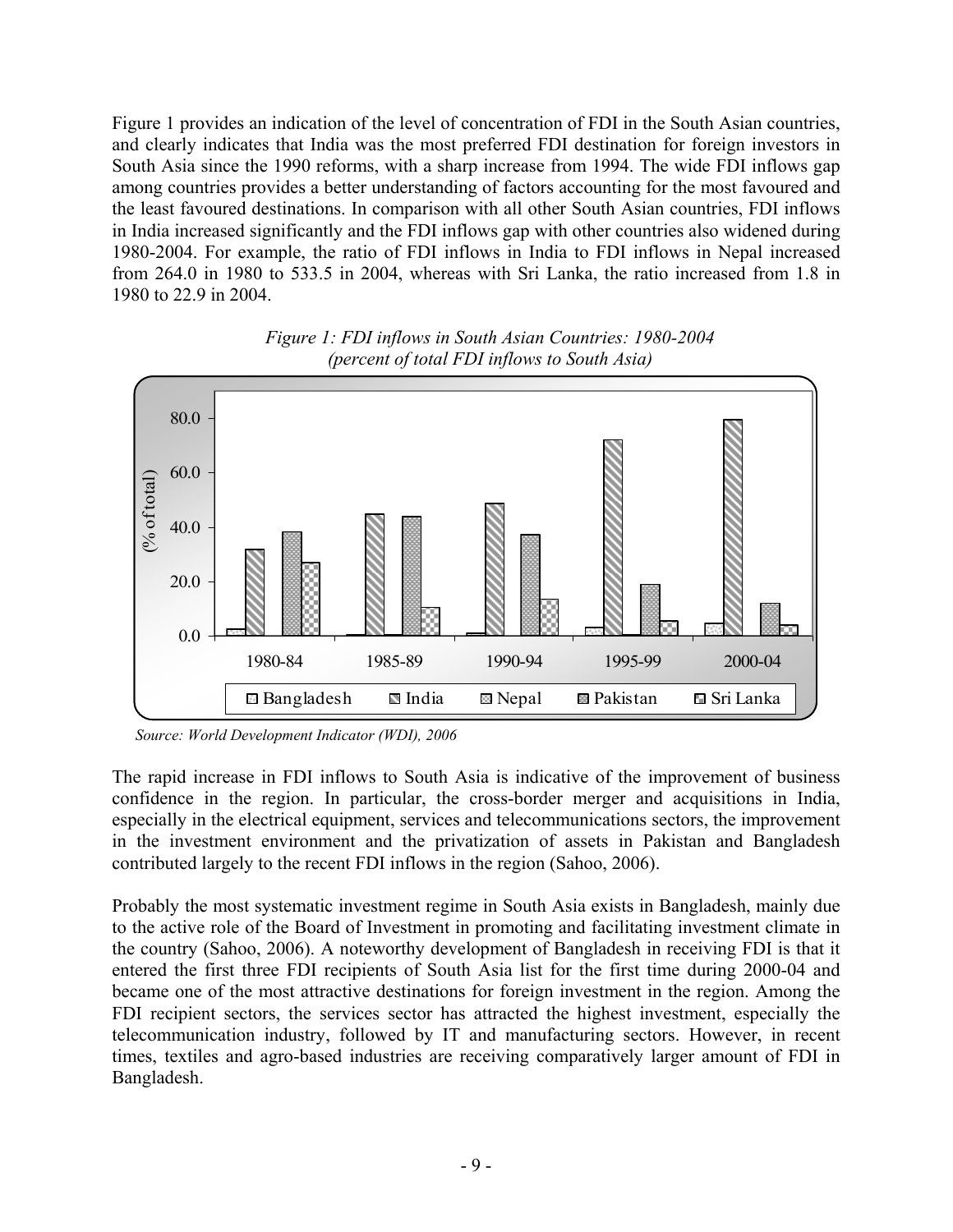Figure 1 provides an indication of the level of concentration of FDI in the South Asian countries, and clearly indicates that India was the most preferred FDI destination for foreign investors in South Asia since the 1990 reforms, with a sharp increase from 1994. The wide FDI inflows gap among countries provides a better understanding of factors accounting for the most favoured and the least favoured destinations. In comparison with all other South Asian countries, FDI inflows in India increased significantly and the FDI inflows gap with other countries also widened during 1980-2004. For example, the ratio of FDI inflows in India to FDI inflows in Nepal increased from 264.0 in 1980 to 533.5 in 2004, whereas with Sri Lanka, the ratio increased from 1.8 in 1980 to 22.9 in 2004.

*Figure 1: FDI inflows in South Asian Countries: 1980-2004*
*(percent of total FDI inflows to South Asia)*

*Source: World Development Indicator (WDI), 2006*

The rapid increase in FDI inflows to South Asia is indicative of the improvement of business confidence in the region. In particular, the cross-border merger and acquisitions in India, especially in the electrical equipment, services and telecommunications sectors, the improvement in the investment environment and the privatization of assets in Pakistan and Bangladesh contributed largely to the recent FDI inflows in the region (Sahoo, 2006).

Probably the most systematic investment regime in South Asia exists in Bangladesh, mainly due to the active role of the Board of Investment in promoting and facilitating investment climate in the country (Sahoo, 2006). A noteworthy development of Bangladesh in receiving FDI is that it entered the first three FDI recipients of South Asia list for the first time during 2000-04 and became one of the most attractive destinations for foreign investment in the region. Among the FDI recipient sectors, the services sector has attracted the highest investment, especially the telecommunication industry, followed by IT and manufacturing sectors. However, in recent times, textiles and agro-based industries are receiving comparatively larger amount of FDI in Bangladesh.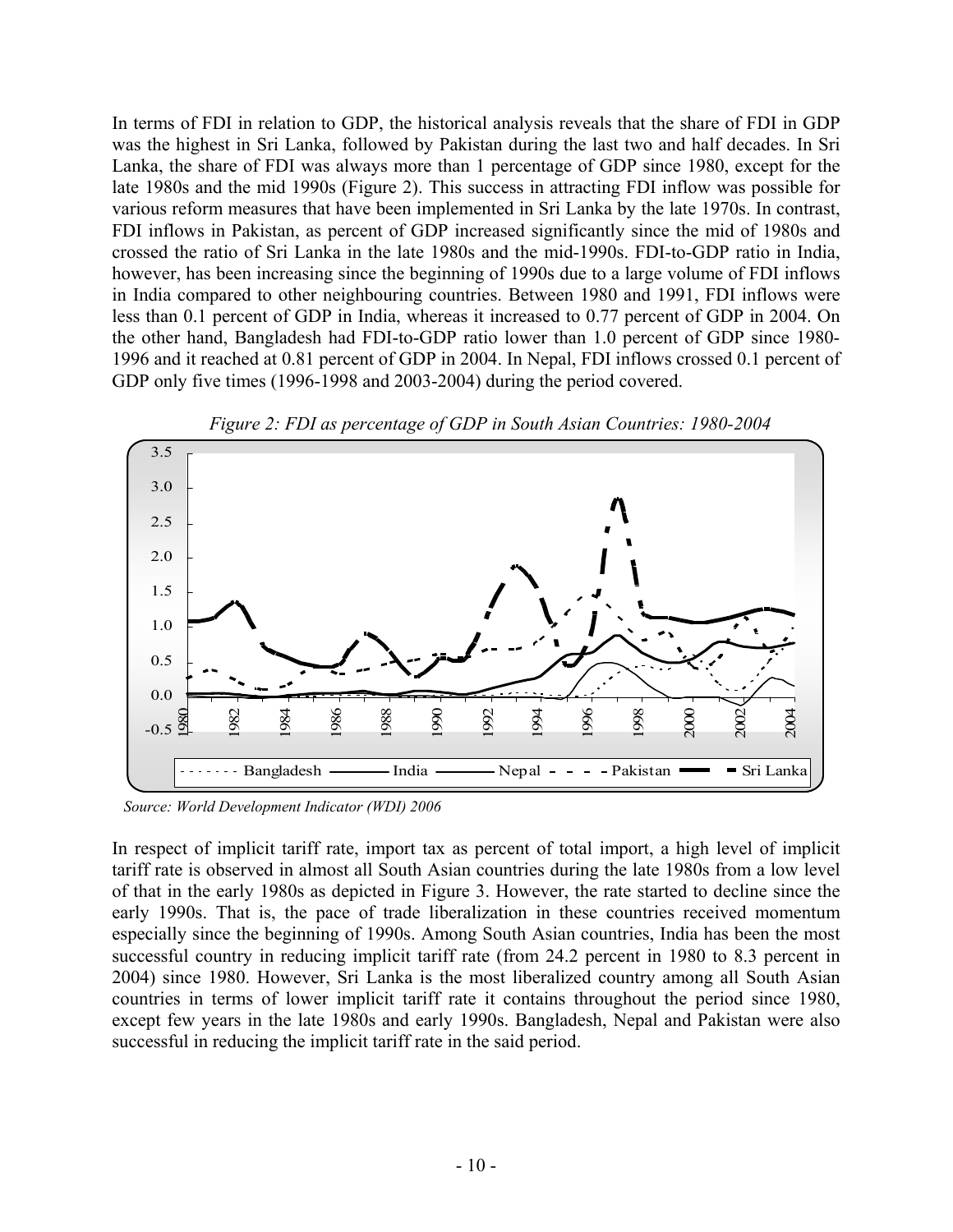In terms of FDI in relation to GDP, the historical analysis reveals that the share of FDI in GDP was the highest in Sri Lanka, followed by Pakistan during the last two and half decades. In Sri Lanka, the share of FDI was always more than 1 percentage of GDP since 1980, except for the late 1980s and the mid 1990s (Figure 2). This success in attracting FDI inflow was possible for various reform measures that have been implemented in Sri Lanka by the late 1970s. In contrast, FDI inflows in Pakistan, as percent of GDP increased significantly since the mid of 1980s and crossed the ratio of Sri Lanka in the late 1980s and the mid-1990s. FDI-to-GDP ratio in India, however, has been increasing since the beginning of 1990s due to a large volume of FDI inflows in India compared to other neighbouring countries. Between 1980 and 1991, FDI inflows were less than 0.1 percent of GDP in India, whereas it increased to 0.77 percent of GDP in 2004. On the other hand, Bangladesh had FDI-to-GDP ratio lower than 1.0 percent of GDP since 1980-1996 and it reached at 0.81 percent of GDP in 2004. In Nepal, FDI inflows crossed 0.1 percent of GDP only five times (1996-1998 and 2003-2004) during the period covered.

*Figure 2: FDI as percentage of GDP in South Asian Countries: 1980-2004*

*Source: World Development Indicator (WDI) 2006*

In respect of implicit tariff rate, import tax as percent of total import, a high level of implicit tariff rate is observed in almost all South Asian countries during the late 1980s from a low level of that in the early 1980s as depicted in Figure 3. However, the rate started to decline since the early 1990s. That is, the pace of trade liberalization in these countries received momentum especially since the beginning of 1990s. Among South Asian countries, India has been the most successful country in reducing implicit tariff rate (from 24.2 percent in 1980 to 8.3 percent in 2004) since 1980. However, Sri Lanka is the most liberalized country among all South Asian countries in terms of lower implicit tariff rate it contains throughout the period since 1980, except few years in the late 1980s and early 1990s. Bangladesh, Nepal and Pakistan were also successful in reducing the implicit tariff rate in the said period.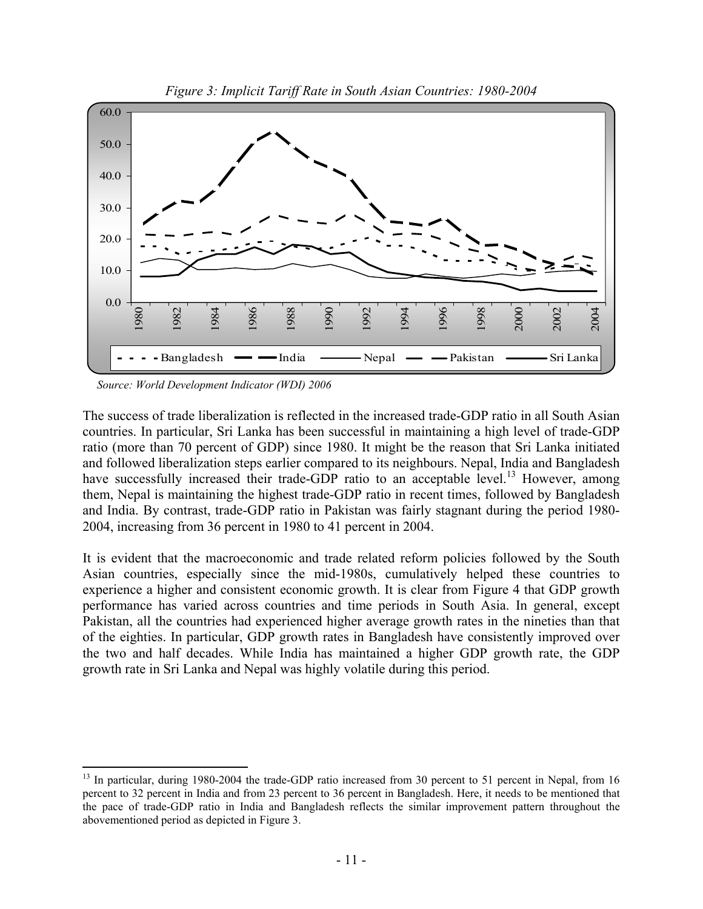*Figure 3: Implicit Tariff Rate in South Asian Countries: 1980-2004*

*Source: World Development Indicator (WDI) 2006*

The success of trade liberalization is reflected in the increased trade-GDP ratio in all South Asian countries. In particular, Sri Lanka has been successful in maintaining a high level of trade-GDP ratio (more than 70 percent of GDP) since 1980. It might be the reason that Sri Lanka initiated and followed liberalization steps earlier compared to its neighbours. Nepal, India and Bangladesh have successfully increased their trade-GDP ratio to an acceptable level.[13] However, among them, Nepal is maintaining the highest trade-GDP ratio in recent times, followed by Bangladesh and India. By contrast, trade-GDP ratio in Pakistan was fairly stagnant during the period 1980-2004, increasing from 36 percent in 1980 to 41 percent in 2004.

It is evident that the macroeconomic and trade related reform policies followed by the South Asian countries, especially since the mid-1980s, cumulatively helped these countries to experience a higher and consistent economic growth. It is clear from Figure 4 that GDP growth performance has varied across countries and time periods in South Asia. In general, except Pakistan, all the countries had experienced higher average growth rates in the nineties than that of the eighties. In particular, GDP growth rates in Bangladesh have consistently improved over the two and half decades. While India has maintained a higher GDP growth rate, the GDP growth rate in Sri Lanka and Nepal was highly volatile during this period.

---

[13] In particular, during 1980-2004 the trade-GDP ratio increased from 30 percent to 51 percent in Nepal, from 16 percent to 32 percent in India and from 23 percent to 36 percent in Bangladesh. Here, it needs to be mentioned that the pace of trade-GDP ratio in India and Bangladesh reflects the similar improvement pattern throughout the abovementioned period as depicted in Figure 3.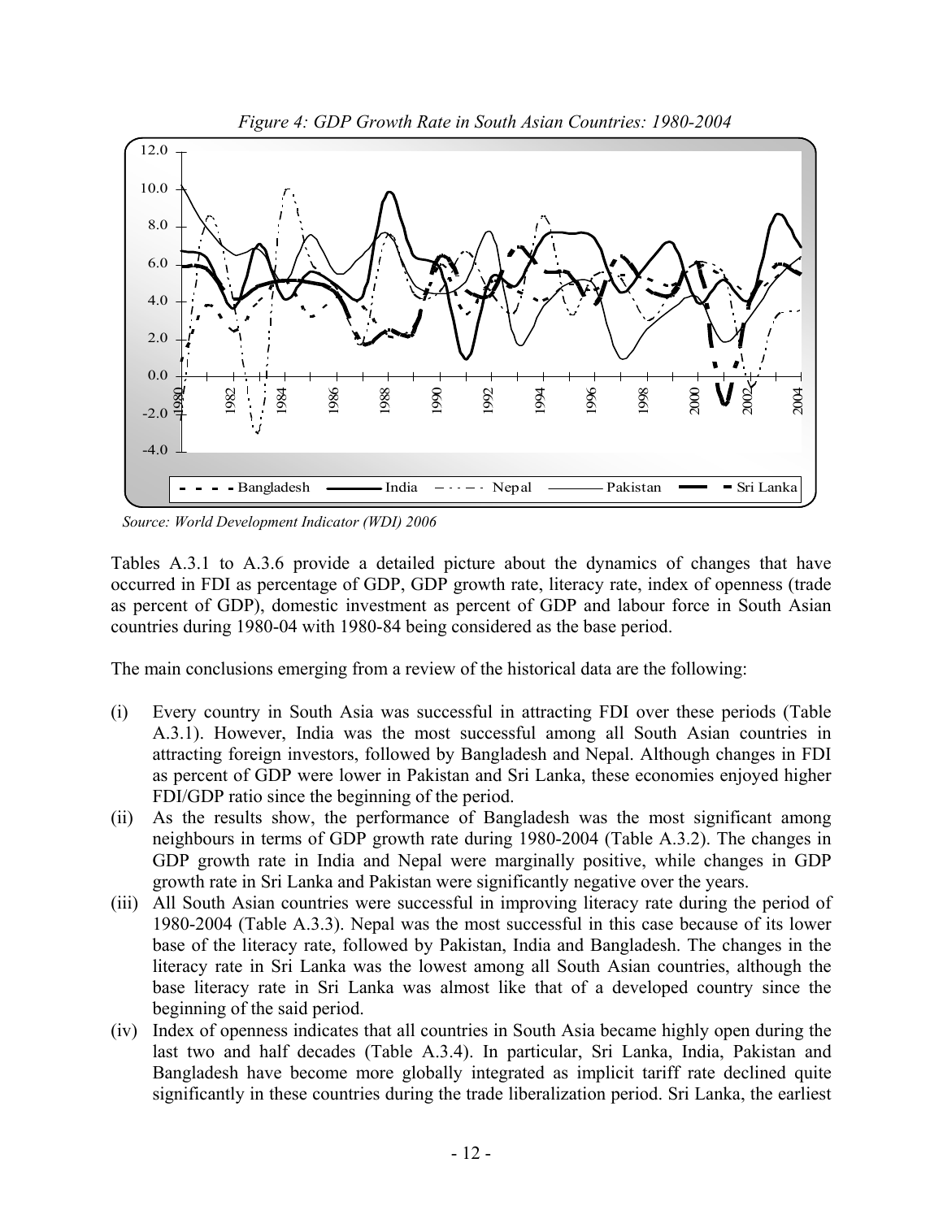*Figure 4: GDP Growth Rate in South Asian Countries: 1980-2004*

*Source: World Development Indicator (WDI) 2006*

Tables A.3.1 to A.3.6 provide a detailed picture about the dynamics of changes that have occurred in FDI as percentage of GDP, GDP growth rate, literacy rate, index of openness (trade as percent of GDP), domestic investment as percent of GDP and labour force in South Asian countries during 1980-04 with 1980-84 being considered as the base period.

The main conclusions emerging from a review of the historical data are the following:

(i) Every country in South Asia was successful in attracting FDI over these periods (Table A.3.1). However, India was the most successful among all South Asian countries in attracting foreign investors, followed by Bangladesh and Nepal. Although changes in FDI as percent of GDP were lower in Pakistan and Sri Lanka, these economies enjoyed higher FDI/GDP ratio since the beginning of the period.

(ii) As the results show, the performance of Bangladesh was the most significant among neighbours in terms of GDP growth rate during 1980-2004 (Table A.3.2). The changes in GDP growth rate in India and Nepal were marginally positive, while changes in GDP growth rate in Sri Lanka and Pakistan were significantly negative over the years.

(iii) All South Asian countries were successful in improving literacy rate during the period of 1980-2004 (Table A.3.3). Nepal was the most successful in this case because of its lower base of the literacy rate, followed by Pakistan, India and Bangladesh. The changes in the literacy rate in Sri Lanka was the lowest among all South Asian countries, although the base literacy rate in Sri Lanka was almost like that of a developed country since the beginning of the said period.

(iv) Index of openness indicates that all countries in South Asia became highly open during the last two and half decades (Table A.3.4). In particular, Sri Lanka, India, Pakistan and Bangladesh have become more globally integrated as implicit tariff rate declined quite significantly in these countries during the trade liberalization period. Sri Lanka, the earliest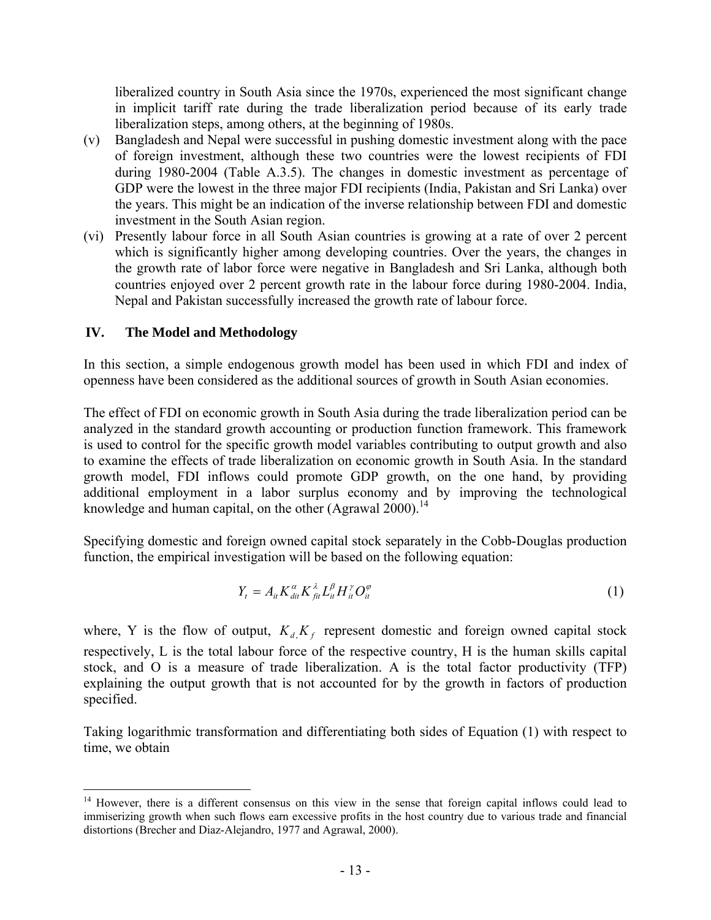liberalized country in South Asia since the 1970s, experienced the most significant change in implicit tariff rate during the trade liberalization period because of its early trade liberalization steps, among others, at the beginning of 1980s.

(v) Bangladesh and Nepal were successful in pushing domestic investment along with the pace of foreign investment, although these two countries were the lowest recipients of FDI during 1980-2004 (Table A.3.5). The changes in domestic investment as percentage of GDP were the lowest in the three major FDI recipients (India, Pakistan and Sri Lanka) over the years. This might be an indication of the inverse relationship between FDI and domestic investment in the South Asian region.

(vi) Presently labour force in all South Asian countries is growing at a rate of over 2 percent which is significantly higher among developing countries. Over the years, the changes in the growth rate of labor force were negative in Bangladesh and Sri Lanka, although both countries enjoyed over 2 percent growth rate in the labour force during 1980-2004. India, Nepal and Pakistan successfully increased the growth rate of labour force.

## IV. The Model and Methodology

In this section, a simple endogenous growth model has been used in which FDI and index of openness have been considered as the additional sources of growth in South Asian economies.

The effect of FDI on economic growth in South Asia during the trade liberalization period can be analyzed in the standard growth accounting or production function framework. This framework is used to control for the specific growth model variables contributing to output growth and also to examine the effects of trade liberalization on economic growth in South Asia. In the standard growth model, FDI inflows could promote GDP growth, on the one hand, by providing additional employment in a labor surplus economy and by improving the technological knowledge and human capital, on the other (Agrawal 2000).[14]

Specifying domestic and foreign owned capital stock separately in the Cobb-Douglas production function, the empirical investigation will be based on the following equation:

$$Y_t = A_{it} K_{dit}^{\alpha} K_{fit}^{\lambda} L_{it}^{\beta} H_{it}^{\gamma} O_{it}^{\varphi} \tag{1}$$

where, Y is the flow of output, $K_{d,} K_f$ represent domestic and foreign owned capital stock respectively, L is the total labour force of the respective country, H is the human skills capital stock, and O is a measure of trade liberalization. A is the total factor productivity (TFP) explaining the output growth that is not accounted for by the growth in factors of production specified.

Taking logarithmic transformation and differentiating both sides of Equation (1) with respect to time, we obtain

---

[14] However, there is a different consensus on this view in the sense that foreign capital inflows could lead to immiserizing growth when such flows earn excessive profits in the host country due to various trade and financial distortions (Brecher and Diaz-Alejandro, 1977 and Agrawal, 2000).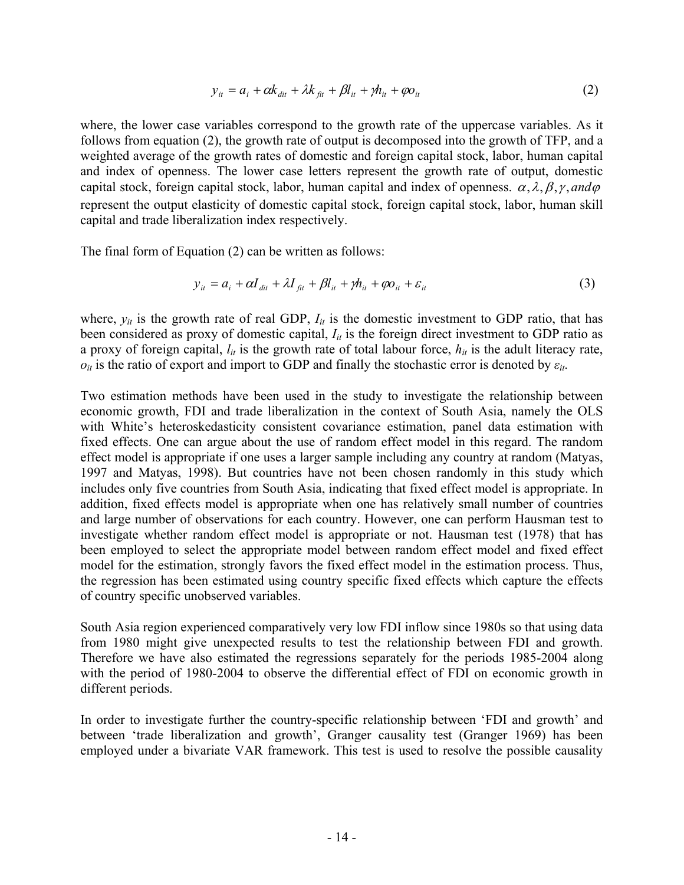$$y_{it} = a_i + \alpha k_{dit} + \lambda k_{fit} + \beta l_{it} + \gamma h_{it} + \varphi o_{it} \tag{2}$$

where, the lower case variables correspond to the growth rate of the uppercase variables. As it follows from equation (2), the growth rate of output is decomposed into the growth of TFP, and a weighted average of the growth rates of domestic and foreign capital stock, labor, human capital and index of openness. The lower case letters represent the growth rate of output, domestic capital stock, foreign capital stock, labor, human capital and index of openness. $\alpha, \lambda, \beta, \gamma, and \varphi$ represent the output elasticity of domestic capital stock, foreign capital stock, labor, human skill capital and trade liberalization index respectively.

The final form of Equation (2) can be written as follows:

$$y_{it} = a_i + \alpha I_{dit} + \lambda I_{fit} + \beta l_{it} + \gamma h_{it} + \varphi o_{it} + \varepsilon_{it} \tag{3}$$

where, $y_{it}$ is the growth rate of real GDP, $I_{it}$ is the domestic investment to GDP ratio, that has been considered as proxy of domestic capital, $I_{it}$ is the foreign direct investment to GDP ratio as a proxy of foreign capital, $l_{it}$ is the growth rate of total labour force, $h_{it}$ is the adult literacy rate, $o_{it}$ is the ratio of export and import to GDP and finally the stochastic error is denoted by $\varepsilon_{it}$.

Two estimation methods have been used in the study to investigate the relationship between economic growth, FDI and trade liberalization in the context of South Asia, namely the OLS with White's heteroskedasticity consistent covariance estimation, panel data estimation with fixed effects. One can argue about the use of random effect model in this regard. The random effect model is appropriate if one uses a larger sample including any country at random (Matyas, 1997 and Matyas, 1998). But countries have not been chosen randomly in this study which includes only five countries from South Asia, indicating that fixed effect model is appropriate. In addition, fixed effects model is appropriate when one has relatively small number of countries and large number of observations for each country. However, one can perform Hausman test to investigate whether random effect model is appropriate or not. Hausman test (1978) that has been employed to select the appropriate model between random effect model and fixed effect model for the estimation, strongly favors the fixed effect model in the estimation process. Thus, the regression has been estimated using country specific fixed effects which capture the effects of country specific unobserved variables.

South Asia region experienced comparatively very low FDI inflow since 1980s so that using data from 1980 might give unexpected results to test the relationship between FDI and growth. Therefore we have also estimated the regressions separately for the periods 1985-2004 along with the period of 1980-2004 to observe the differential effect of FDI on economic growth in different periods.

In order to investigate further the country-specific relationship between 'FDI and growth' and between 'trade liberalization and growth', Granger causality test (Granger 1969) has been employed under a bivariate VAR framework. This test is used to resolve the possible causality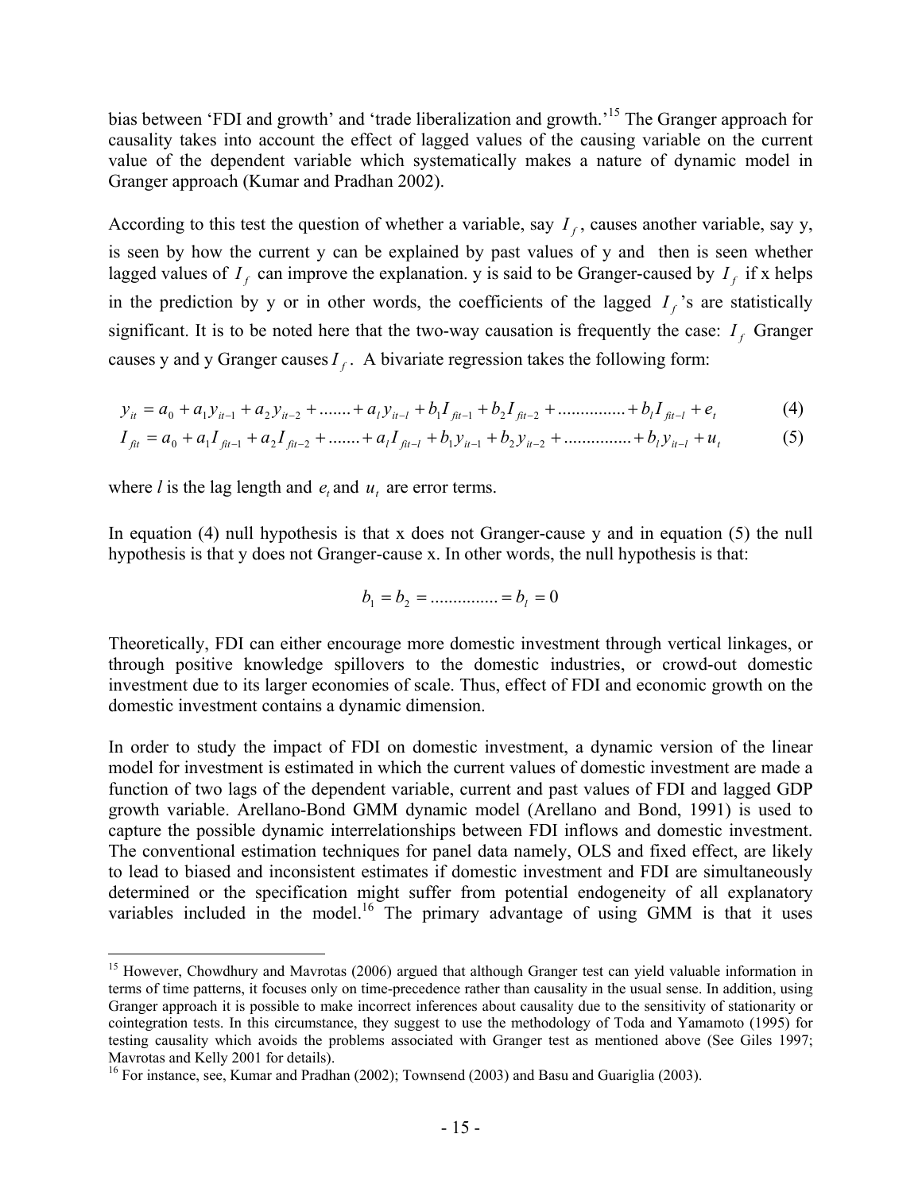bias between 'FDI and growth' and 'trade liberalization and growth.'[15] The Granger approach for causality takes into account the effect of lagged values of the causing variable on the current value of the dependent variable which systematically makes a nature of dynamic model in Granger approach (Kumar and Pradhan 2002).

According to this test the question of whether a variable, say $I_f$, causes another variable, say y, is seen by how the current y can be explained by past values of y and then is seen whether lagged values of $I_f$ can improve the explanation. y is said to be Granger-caused by $I_f$ if x helps in the prediction by y or in other words, the coefficients of the lagged $I_f$'s are statistically significant. It is to be noted here that the two-way causation is frequently the case: $I_f$ Granger causes y and y Granger causes $I_f$. A bivariate regression takes the following form:

$$y_{it} = a_0 + a_1 y_{it-1} + a_2 y_{it-2} + ....... + a_l y_{it-l} + b_1 I_{fit-1} + b_2 I_{fit-2} + .............. + b_l I_{fit-l} + e_t \tag{4}$$

$$I_{fit} = a_0 + a_1 I_{fit-1} + a_2 I_{fit-2} + ....... + a_l I_{fit-l} + b_1 y_{it-1} + b_2 y_{it-2} + .............. + b_l y_{it-l} + u_t \tag{5}$$

where $l$ is the lag length and $e_t$ and $u_t$ are error terms.

In equation (4) null hypothesis is that x does not Granger-cause y and in equation (5) the null hypothesis is that y does not Granger-cause x. In other words, the null hypothesis is that:

$$b_1 = b_2 = .............. = b_l = 0$$

Theoretically, FDI can either encourage more domestic investment through vertical linkages, or through positive knowledge spillovers to the domestic industries, or crowd-out domestic investment due to its larger economies of scale. Thus, effect of FDI and economic growth on the domestic investment contains a dynamic dimension.

In order to study the impact of FDI on domestic investment, a dynamic version of the linear model for investment is estimated in which the current values of domestic investment are made a function of two lags of the dependent variable, current and past values of FDI and lagged GDP growth variable. Arellano-Bond GMM dynamic model (Arellano and Bond, 1991) is used to capture the possible dynamic interrelationships between FDI inflows and domestic investment. The conventional estimation techniques for panel data namely, OLS and fixed effect, are likely to lead to biased and inconsistent estimates if domestic investment and FDI are simultaneously determined or the specification might suffer from potential endogeneity of all explanatory variables included in the model.[16] The primary advantage of using GMM is that it uses

---

[15] However, Chowdhury and Mavrotas (2006) argued that although Granger test can yield valuable information in terms of time patterns, it focuses only on time-precedence rather than causality in the usual sense. In addition, using Granger approach it is possible to make incorrect inferences about causality due to the sensitivity of stationarity or cointegration tests. In this circumstance, they suggest to use the methodology of Toda and Yamamoto (1995) for testing causality which avoids the problems associated with Granger test as mentioned above (See Giles 1997; Mavrotas and Kelly 2001 for details).

[16] For instance, see, Kumar and Pradhan (2002); Townsend (2003) and Basu and Guariglia (2003).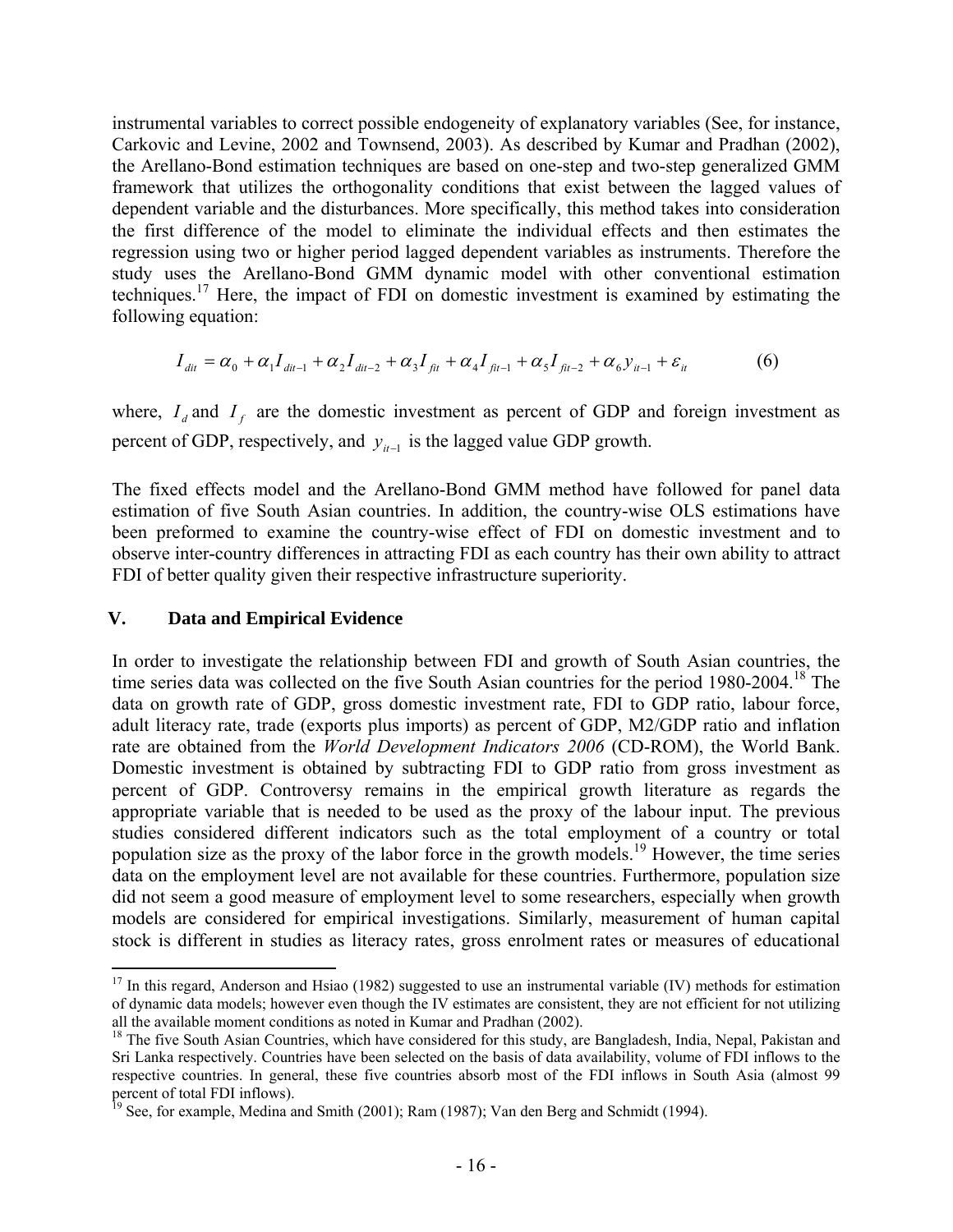instrumental variables to correct possible endogeneity of explanatory variables (See, for instance, Carkovic and Levine, 2002 and Townsend, 2003). As described by Kumar and Pradhan (2002), the Arellano-Bond estimation techniques are based on one-step and two-step generalized GMM framework that utilizes the orthogonality conditions that exist between the lagged values of dependent variable and the disturbances. More specifically, this method takes into consideration the first difference of the model to eliminate the individual effects and then estimates the regression using two or higher period lagged dependent variables as instruments. Therefore the study uses the Arellano-Bond GMM dynamic model with other conventional estimation techniques.[17] Here, the impact of FDI on domestic investment is examined by estimating the following equation:

$$I_{dit} = \alpha_0 + \alpha_1 I_{dit-1} + \alpha_2 I_{dit-2} + \alpha_3 I_{fit} + \alpha_4 I_{fit-1} + \alpha_5 I_{fit-2} + \alpha_6 y_{it-1} + \varepsilon_{it} \qquad (6)$$

where, $I_d$ and $I_f$ are the domestic investment as percent of GDP and foreign investment as percent of GDP, respectively, and $y_{it-1}$ is the lagged value GDP growth.

The fixed effects model and the Arellano-Bond GMM method have followed for panel data estimation of five South Asian countries. In addition, the country-wise OLS estimations have been preformed to examine the country-wise effect of FDI on domestic investment and to observe inter-country differences in attracting FDI as each country has their own ability to attract FDI of better quality given their respective infrastructure superiority.

## V. Data and Empirical Evidence

In order to investigate the relationship between FDI and growth of South Asian countries, the time series data was collected on the five South Asian countries for the period 1980-2004.[18] The data on growth rate of GDP, gross domestic investment rate, FDI to GDP ratio, labour force, adult literacy rate, trade (exports plus imports) as percent of GDP, M2/GDP ratio and inflation rate are obtained from the *World Development Indicators 2006* (CD-ROM), the World Bank. Domestic investment is obtained by subtracting FDI to GDP ratio from gross investment as percent of GDP. Controversy remains in the empirical growth literature as regards the appropriate variable that is needed to be used as the proxy of the labour input. The previous studies considered different indicators such as the total employment of a country or total population size as the proxy of the labor force in the growth models.[19] However, the time series data on the employment level are not available for these countries. Furthermore, population size did not seem a good measure of employment level to some researchers, especially when growth models are considered for empirical investigations. Similarly, measurement of human capital stock is different in studies as literacy rates, gross enrolment rates or measures of educational

---

[17] In this regard, Anderson and Hsiao (1982) suggested to use an instrumental variable (IV) methods for estimation of dynamic data models; however even though the IV estimates are consistent, they are not efficient for not utilizing all the available moment conditions as noted in Kumar and Pradhan (2002).

[18] The five South Asian Countries, which have considered for this study, are Bangladesh, India, Nepal, Pakistan and Sri Lanka respectively. Countries have been selected on the basis of data availability, volume of FDI inflows to the respective countries. In general, these five countries absorb most of the FDI inflows in South Asia (almost 99 percent of total FDI inflows).

[19] See, for example, Medina and Smith (2001); Ram (1987); Van den Berg and Schmidt (1994).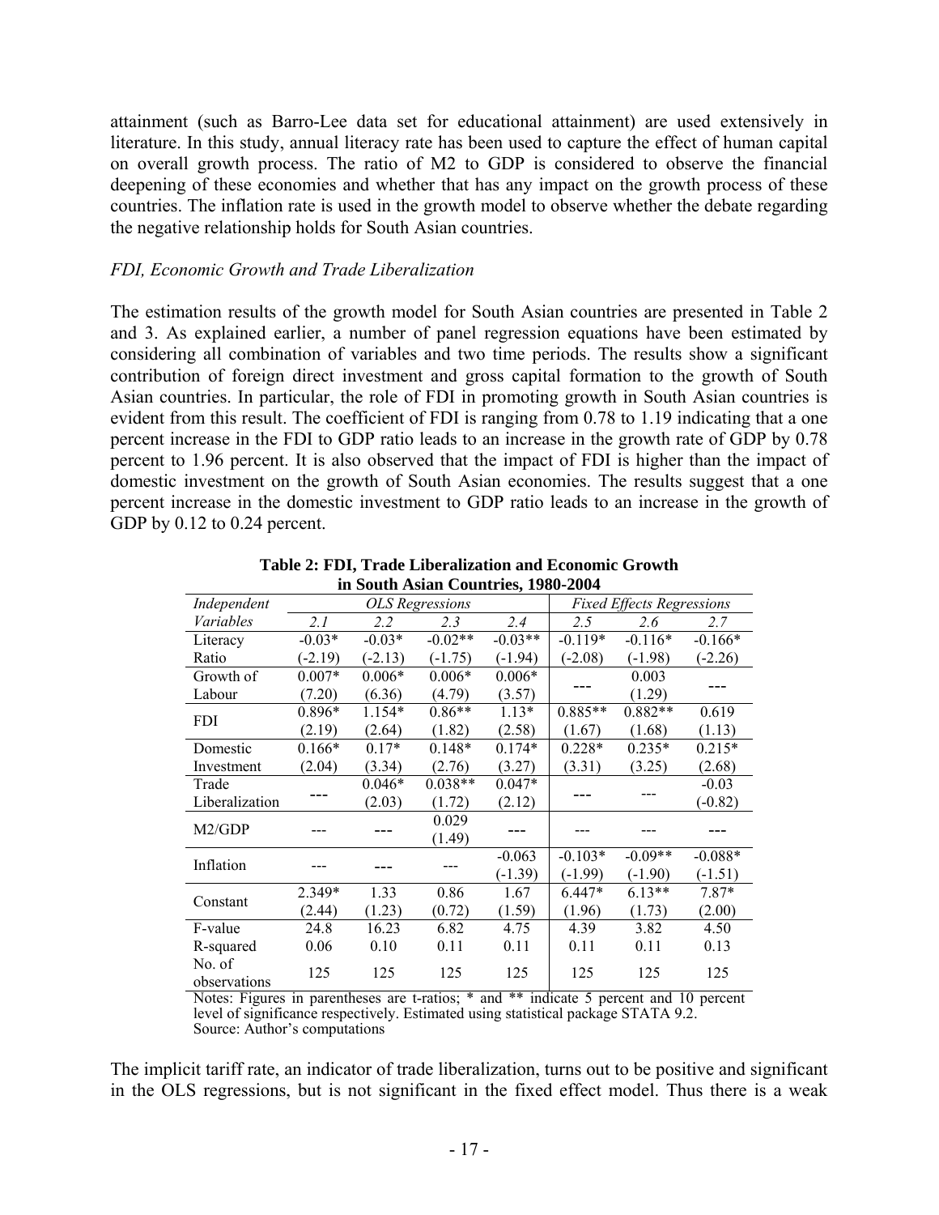attainment (such as Barro-Lee data set for educational attainment) are used extensively in literature. In this study, annual literacy rate has been used to capture the effect of human capital on overall growth process. The ratio of M2 to GDP is considered to observe the financial deepening of these economies and whether that has any impact on the growth process of these countries. The inflation rate is used in the growth model to observe whether the debate regarding the negative relationship holds for South Asian countries.

*FDI, Economic Growth and Trade Liberalization*

The estimation results of the growth model for South Asian countries are presented in Table 2 and 3. As explained earlier, a number of panel regression equations have been estimated by considering all combination of variables and two time periods. The results show a significant contribution of foreign direct investment and gross capital formation to the growth of South Asian countries. In particular, the role of FDI in promoting growth in South Asian countries is evident from this result. The coefficient of FDI is ranging from 0.78 to 1.19 indicating that a one percent increase in the FDI to GDP ratio leads to an increase in the growth rate of GDP by 0.78 percent to 1.96 percent. It is also observed that the impact of FDI is higher than the impact of domestic investment on the growth of South Asian economies. The results suggest that a one percent increase in the domestic investment to GDP ratio leads to an increase in the growth of GDP by 0.12 to 0.24 percent.

**Table 2: FDI, Trade Liberalization and Economic Growth in South Asian Countries, 1980-2004**

| *Independent Variables* | *OLS Regressions* | | | | *Fixed Effects Regressions* | | |
|---|---|---|---|---|---|---|---|
| | *2.1* | *2.2* | *2.3* | *2.4* | *2.5* | *2.6* | *2.7* |
| Literacy Ratio | -0.03* (-2.19) | -0.03* (-2.13) | -0.02** (-1.75) | -0.03** (-1.94) | -0.119* (-2.08) | -0.116* (-1.98) | -0.166* (-2.26) |
| Growth of Labour | 0.007* (7.20) | 0.006* (6.36) | 0.006* (4.79) | 0.006* (3.57) | --- | 0.003 (1.29) | --- |
| FDI | 0.896* (2.19) | 1.154* (2.64) | 0.86** (1.82) | 1.13* (2.58) | 0.885** (1.67) | 0.882** (1.68) | 0.619 (1.13) |
| Domestic Investment | 0.166* (2.04) | 0.17* (3.34) | 0.148* (2.76) | 0.174* (3.27) | 0.228* (3.31) | 0.235* (3.25) | 0.215* (2.68) |
| Trade Liberalization | --- | 0.046* (2.03) | 0.038** (1.72) | 0.047* (2.12) | --- | --- | -0.03 (-0.82) |
| M2/GDP | --- | --- | 0.029 (1.49) | --- | --- | --- | --- |
| Inflation | --- | --- | --- | -0.063 (-1.39) | -0.103* (-1.99) | -0.09** (-1.90) | -0.088* (-1.51) |
| Constant | 2.349* (2.44) | 1.33 (1.23) | 0.86 (0.72) | 1.67 (1.59) | 6.447* (1.96) | 6.13** (1.73) | 7.87* (2.00) |
| F-value | 24.8 | 16.23 | 6.82 | 4.75 | 4.39 | 3.82 | 4.50 |
| R-squared | 0.06 | 0.10 | 0.11 | 0.11 | 0.11 | 0.11 | 0.13 |
| No. of observations | 125 | 125 | 125 | 125 | 125 | 125 | 125 |

Notes: Figures in parentheses are t-ratios; * and ** indicate 5 percent and 10 percent level of significance respectively. Estimated using statistical package STATA 9.2.
Source: Author's computations

The implicit tariff rate, an indicator of trade liberalization, turns out to be positive and significant in the OLS regressions, but is not significant in the fixed effect model. Thus there is a weak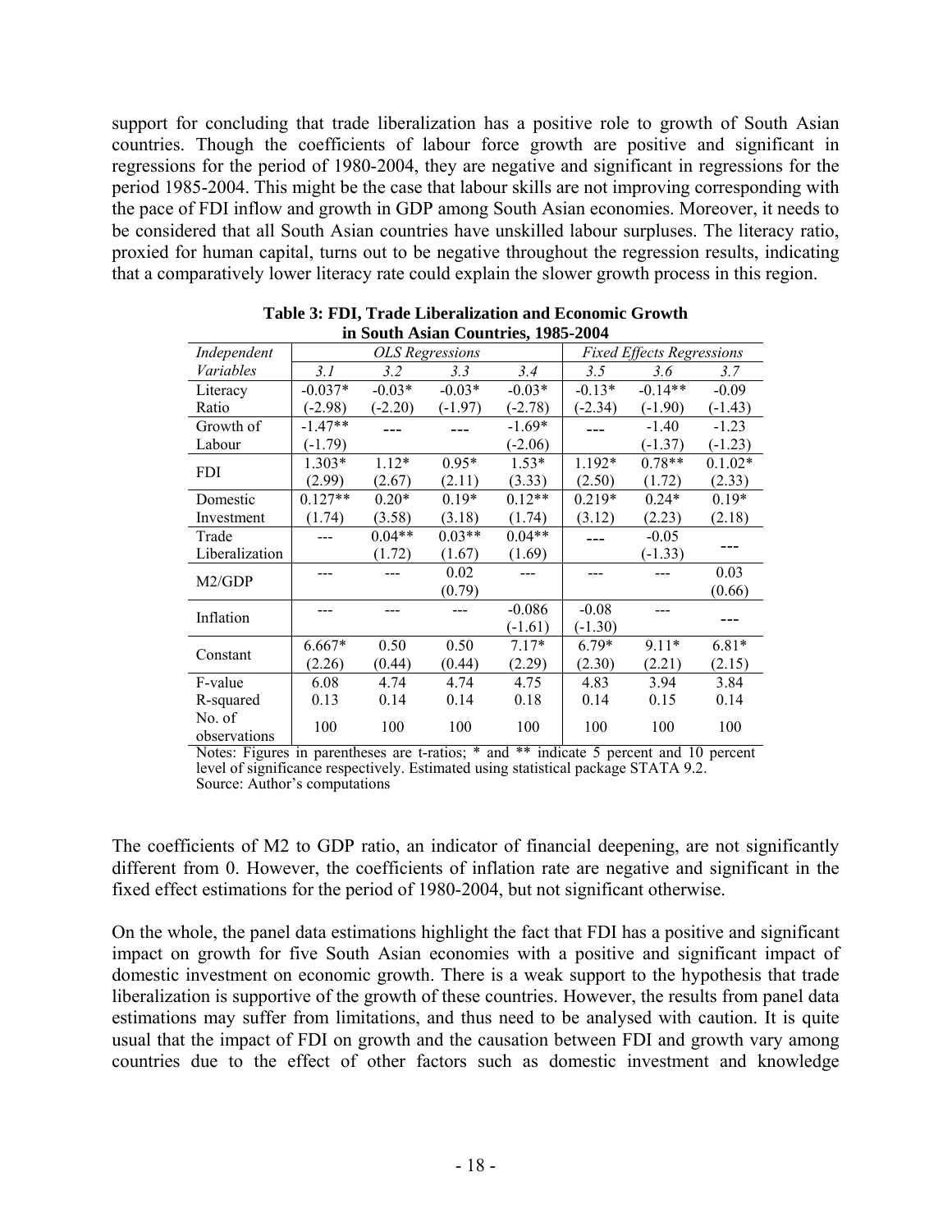support for concluding that trade liberalization has a positive role to growth of South Asian countries. Though the coefficients of labour force growth are positive and significant in regressions for the period of 1980-2004, they are negative and significant in regressions for the period 1985-2004. This might be the case that labour skills are not improving corresponding with the pace of FDI inflow and growth in GDP among South Asian economies. Moreover, it needs to be considered that all South Asian countries have unskilled labour surpluses. The literacy ratio, proxied for human capital, turns out to be negative throughout the regression results, indicating that a comparatively lower literacy rate could explain the slower growth process in this region.

**Table 3: FDI, Trade Liberalization and Economic Growth in South Asian Countries, 1985-2004**

| *Independent Variables* | *OLS Regressions* | | | | *Fixed Effects Regressions* | | |
|---|---|---|---|---|---|---|---|
| | *3.1* | *3.2* | *3.3* | *3.4* | *3.5* | *3.6* | *3.7* |
| Literacy Ratio | -0.037* (-2.98) | -0.03* (-2.20) | -0.03* (-1.97) | -0.03* (-2.78) | -0.13* (-2.34) | -0.14** (-1.90) | -0.09 (-1.43) |
| Growth of Labour | -1.47** (-1.79) | --- | --- | -1.69* (-2.06) | --- | -1.40 (-1.37) | -1.23 (-1.23) |
| FDI | 1.303* (2.99) | 1.12* (2.67) | 0.95* (2.11) | 1.53* (3.33) | 1.192* (2.50) | 0.78** (1.72) | 0.1.02* (2.33) |
| Domestic Investment | 0.127** (1.74) | 0.20* (3.58) | 0.19* (3.18) | 0.12** (1.74) | 0.219* (3.12) | 0.24* (2.23) | 0.19* (2.18) |
| Trade Liberalization | --- | 0.04** (1.72) | 0.03** (1.67) | 0.04** (1.69) | --- | -0.05 (-1.33) | --- |
| M2/GDP | --- | --- | 0.02 (0.79) | --- | --- | --- | 0.03 (0.66) |
| Inflation | --- | --- | --- | -0.086 (-1.61) | -0.08 (-1.30) | --- | --- |
| Constant | 6.667* (2.26) | 0.50 (0.44) | 0.50 (0.44) | 7.17* (2.29) | 6.79* (2.30) | 9.11* (2.21) | 6.81* (2.15) |
| F-value | 6.08 | 4.74 | 4.74 | 4.75 | 4.83 | 3.94 | 3.84 |
| R-squared | 0.13 | 0.14 | 0.14 | 0.18 | 0.14 | 0.15 | 0.14 |
| No. of observations | 100 | 100 | 100 | 100 | 100 | 100 | 100 |

Notes: Figures in parentheses are t-ratios; * and ** indicate 5 percent and 10 percent level of significance respectively. Estimated using statistical package STATA 9.2.
Source: Author's computations

The coefficients of M2 to GDP ratio, an indicator of financial deepening, are not significantly different from 0. However, the coefficients of inflation rate are negative and significant in the fixed effect estimations for the period of 1980-2004, but not significant otherwise.

On the whole, the panel data estimations highlight the fact that FDI has a positive and significant impact on growth for five South Asian economies with a positive and significant impact of domestic investment on economic growth. There is a weak support to the hypothesis that trade liberalization is supportive of the growth of these countries. However, the results from panel data estimations may suffer from limitations, and thus need to be analysed with caution. It is quite usual that the impact of FDI on growth and the causation between FDI and growth vary among countries due to the effect of other factors such as domestic investment and knowledge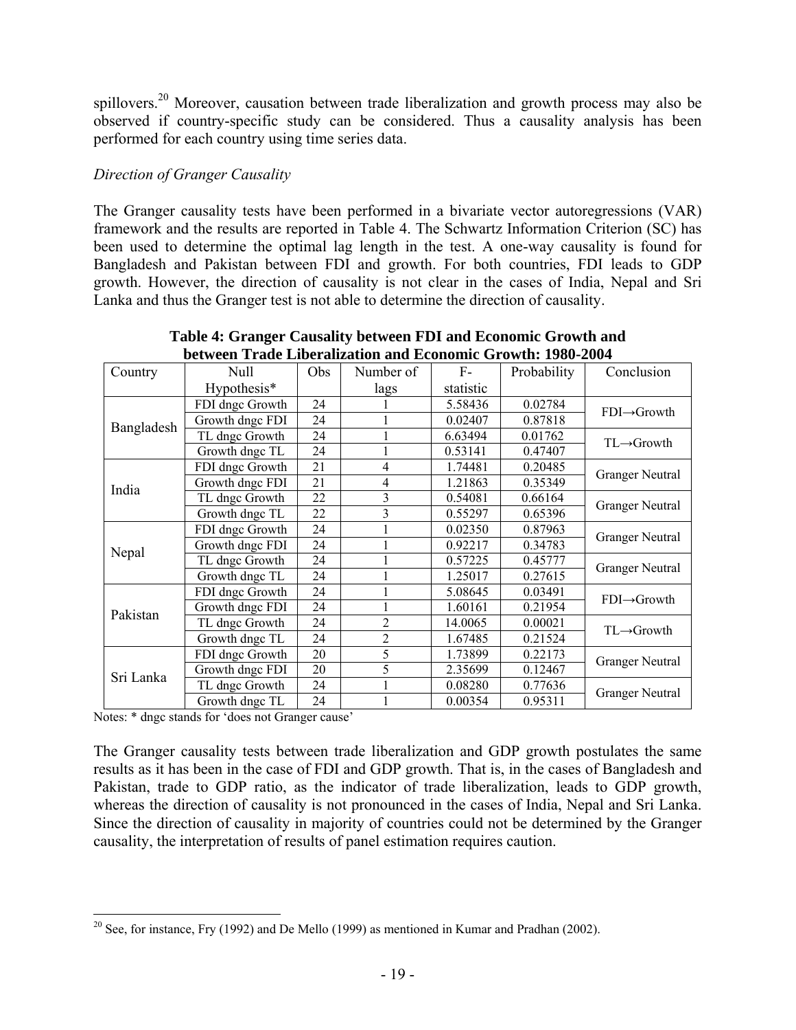spillovers.[20] Moreover, causation between trade liberalization and growth process may also be observed if country-specific study can be considered. Thus a causality analysis has been performed for each country using time series data.

*Direction of Granger Causality*

The Granger causality tests have been performed in a bivariate vector autoregressions (VAR) framework and the results are reported in Table 4. The Schwartz Information Criterion (SC) has been used to determine the optimal lag length in the test. A one-way causality is found for Bangladesh and Pakistan between FDI and growth. For both countries, FDI leads to GDP growth. However, the direction of causality is not clear in the cases of India, Nepal and Sri Lanka and thus the Granger test is not able to determine the direction of causality.

**Table 4: Granger Causality between FDI and Economic Growth and between Trade Liberalization and Economic Growth: 1980-2004**

| Country | Null Hypothesis* | Obs | Number of lags | F-statistic | Probability | Conclusion |
|---|---|---|---|---|---|---|
| Bangladesh | FDI dngc Growth | 24 | 1 | 5.58436 | 0.02784 | FDI→Growth |
| | Growth dngc FDI | 24 | 1 | 0.02407 | 0.87818 | |
| | TL dngc Growth | 24 | 1 | 6.63494 | 0.01762 | TL→Growth |
| | Growth dngc TL | 24 | 1 | 0.53141 | 0.47407 | |
| India | FDI dngc Growth | 21 | 4 | 1.74481 | 0.20485 | Granger Neutral |
| | Growth dngc FDI | 21 | 4 | 1.21863 | 0.35349 | |
| | TL dngc Growth | 22 | 3 | 0.54081 | 0.66164 | Granger Neutral |
| | Growth dngc TL | 22 | 3 | 0.55297 | 0.65396 | |
| Nepal | FDI dngc Growth | 24 | 1 | 0.02350 | 0.87963 | Granger Neutral |
| | Growth dngc FDI | 24 | 1 | 0.92217 | 0.34783 | |
| | TL dngc Growth | 24 | 1 | 0.57225 | 0.45777 | Granger Neutral |
| | Growth dngc TL | 24 | 1 | 1.25017 | 0.27615 | |
| Pakistan | FDI dngc Growth | 24 | 1 | 5.08645 | 0.03491 | FDI→Growth |
| | Growth dngc FDI | 24 | 1 | 1.60161 | 0.21954 | |
| | TL dngc Growth | 24 | 2 | 14.0065 | 0.00021 | TL→Growth |
| | Growth dngc TL | 24 | 2 | 1.67485 | 0.21524 | |
| Sri Lanka | FDI dngc Growth | 20 | 5 | 1.73899 | 0.22173 | Granger Neutral |
| | Growth dngc FDI | 20 | 5 | 2.35699 | 0.12467 | |
| | TL dngc Growth | 24 | 1 | 0.08280 | 0.77636 | Granger Neutral |
| | Growth dngc TL | 24 | 1 | 0.00354 | 0.95311 | |

Notes: * dngc stands for 'does not Granger cause'

The Granger causality tests between trade liberalization and GDP growth postulates the same results as it has been in the case of FDI and GDP growth. That is, in the cases of Bangladesh and Pakistan, trade to GDP ratio, as the indicator of trade liberalization, leads to GDP growth, whereas the direction of causality is not pronounced in the cases of India, Nepal and Sri Lanka. Since the direction of causality in majority of countries could not be determined by the Granger causality, the interpretation of results of panel estimation requires caution.

[20] See, for instance, Fry (1992) and De Mello (1999) as mentioned in Kumar and Pradhan (2002).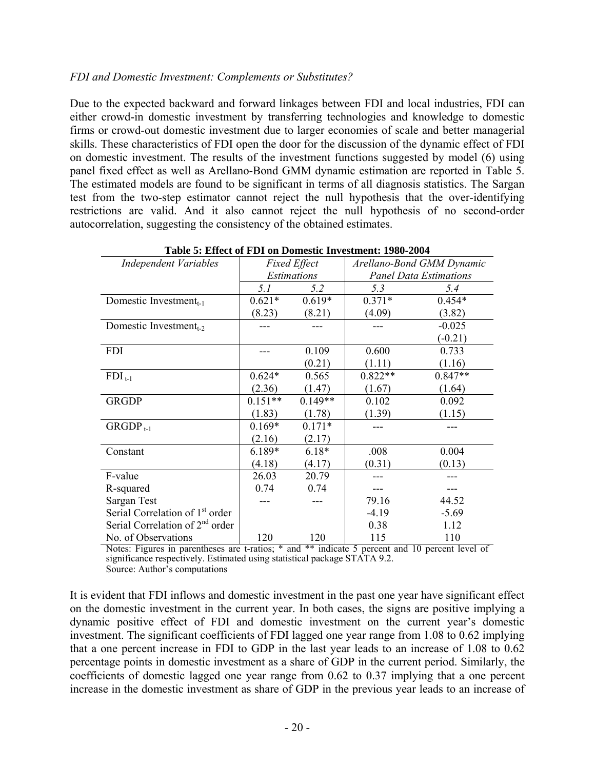*FDI and Domestic Investment: Complements or Substitutes?*

Due to the expected backward and forward linkages between FDI and local industries, FDI can either crowd-in domestic investment by transferring technologies and knowledge to domestic firms or crowd-out domestic investment due to larger economies of scale and better managerial skills. These characteristics of FDI open the door for the discussion of the dynamic effect of FDI on domestic investment. The results of the investment functions suggested by model (6) using panel fixed effect as well as Arellano-Bond GMM dynamic estimation are reported in Table 5. The estimated models are found to be significant in terms of all diagnosis statistics. The Sargan test from the two-step estimator cannot reject the null hypothesis that the over-identifying restrictions are valid. And it also cannot reject the null hypothesis of no second-order autocorrelation, suggesting the consistency of the obtained estimates.

**Table 5: Effect of FDI on Domestic Investment: 1980-2004**

| *Independent Variables* | *Fixed Effect Estimations* | | *Arellano-Bond GMM Dynamic Panel Data Estimations* | |
|---|---|---|---|---|
| | *5.1* | *5.2* | *5.3* | *5.4* |
| Domestic Investment$_{t-1}$ | 0.621* | 0.619* | 0.371* | 0.454* |
| | (8.23) | (8.21) | (4.09) | (3.82) |
| Domestic Investment$_{t-2}$ | --- | --- | --- | -0.025 |
| | | | | (-0.21) |
| FDI | --- | 0.109 | 0.600 | 0.733 |
| | | (0.21) | (1.11) | (1.16) |
| FDI$_{t-1}$ | 0.624* | 0.565 | 0.822** | 0.847** |
| | (2.36) | (1.47) | (1.67) | (1.64) |
| GRGDP | 0.151** | 0.149** | 0.102 | 0.092 |
| | (1.83) | (1.78) | (1.39) | (1.15) |
| GRGDP$_{t-1}$ | 0.169* | 0.171* | --- | --- |
| | (2.16) | (2.17) | | |
| Constant | 6.189* | 6.18* | .008 | 0.004 |
| | (4.18) | (4.17) | (0.31) | (0.13) |
| F-value | 26.03 | 20.79 | --- | --- |
| R-squared | 0.74 | 0.74 | --- | --- |
| Sargan Test | --- | --- | 79.16 | 44.52 |
| Serial Correlation of 1st order | | | -4.19 | -5.69 |
| Serial Correlation of 2nd order | | | 0.38 | 1.12 |
| No. of Observations | 120 | 120 | 115 | 110 |

Notes: Figures in parentheses are t-ratios; * and ** indicate 5 percent and 10 percent level of significance respectively. Estimated using statistical package STATA 9.2.
Source: Author's computations

It is evident that FDI inflows and domestic investment in the past one year have significant effect on the domestic investment in the current year. In both cases, the signs are positive implying a dynamic positive effect of FDI and domestic investment on the current year's domestic investment. The significant coefficients of FDI lagged one year range from 1.08 to 0.62 implying that a one percent increase in FDI to GDP in the last year leads to an increase of 1.08 to 0.62 percentage points in domestic investment as a share of GDP in the current period. Similarly, the coefficients of domestic lagged one year range from 0.62 to 0.37 implying that a one percent increase in the domestic investment as share of GDP in the previous year leads to an increase of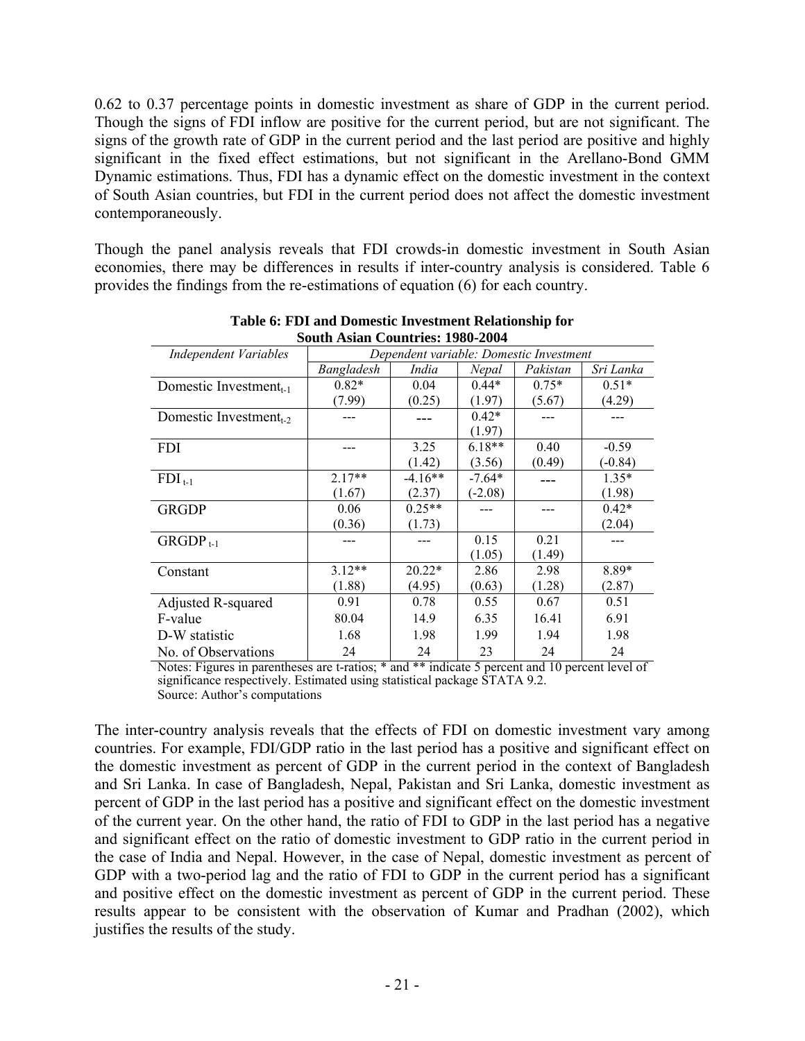0.62 to 0.37 percentage points in domestic investment as share of GDP in the current period. Though the signs of FDI inflow are positive for the current period, but are not significant. The signs of the growth rate of GDP in the current period and the last period are positive and highly significant in the fixed effect estimations, but not significant in the Arellano-Bond GMM Dynamic estimations. Thus, FDI has a dynamic effect on the domestic investment in the context of South Asian countries, but FDI in the current period does not affect the domestic investment contemporaneously.

Though the panel analysis reveals that FDI crowds-in domestic investment in South Asian economies, there may be differences in results if inter-country analysis is considered. Table 6 provides the findings from the re-estimations of equation (6) for each country.

**Table 6: FDI and Domestic Investment Relationship for South Asian Countries: 1980-2004**

| *Independent Variables* | *Dependent variable: Domestic Investment* | | | | |
|---|---|---|---|---|---|
| | *Bangladesh* | *India* | *Nepal* | *Pakistan* | *Sri Lanka* |
| Domestic Investment$_{t-1}$ | 0.82* (7.99) | 0.04 (0.25) | 0.44* (1.97) | 0.75* (5.67) | 0.51* (4.29) |
| Domestic Investment$_{t-2}$ | --- | --- | 0.42* (1.97) | --- | --- |
| FDI | --- | 3.25 (1.42) | 6.18** (3.56) | 0.40 (0.49) | -0.59 (-0.84) |
| FDI $_{t-1}$ | 2.17** (1.67) | -4.16** (2.37) | -7.64* (-2.08) | --- | 1.35* (1.98) |
| GRGDP | 0.06 (0.36) | 0.25** (1.73) | --- | --- | 0.42* (2.04) |
| GRGDP $_{t-1}$ | --- | --- | 0.15 (1.05) | 0.21 (1.49) | --- |
| Constant | 3.12** (1.88) | 20.22* (4.95) | 2.86 (0.63) | 2.98 (1.28) | 8.89* (2.87) |
| Adjusted R-squared | 0.91 | 0.78 | 0.55 | 0.67 | 0.51 |
| F-value | 80.04 | 14.9 | 6.35 | 16.41 | 6.91 |
| D-W statistic | 1.68 | 1.98 | 1.99 | 1.94 | 1.98 |
| No. of Observations | 24 | 24 | 23 | 24 | 24 |

Notes: Figures in parentheses are t-ratios; * and ** indicate 5 percent and 10 percent level of significance respectively. Estimated using statistical package STATA 9.2.
Source: Author's computations

The inter-country analysis reveals that the effects of FDI on domestic investment vary among countries. For example, FDI/GDP ratio in the last period has a positive and significant effect on the domestic investment as percent of GDP in the current period in the context of Bangladesh and Sri Lanka. In case of Bangladesh, Nepal, Pakistan and Sri Lanka, domestic investment as percent of GDP in the last period has a positive and significant effect on the domestic investment of the current year. On the other hand, the ratio of FDI to GDP in the last period has a negative and significant effect on the ratio of domestic investment to GDP ratio in the current period in the case of India and Nepal. However, in the case of Nepal, domestic investment as percent of GDP with a two-period lag and the ratio of FDI to GDP in the current period has a significant and positive effect on the domestic investment as percent of GDP in the current period. These results appear to be consistent with the observation of Kumar and Pradhan (2002), which justifies the results of the study.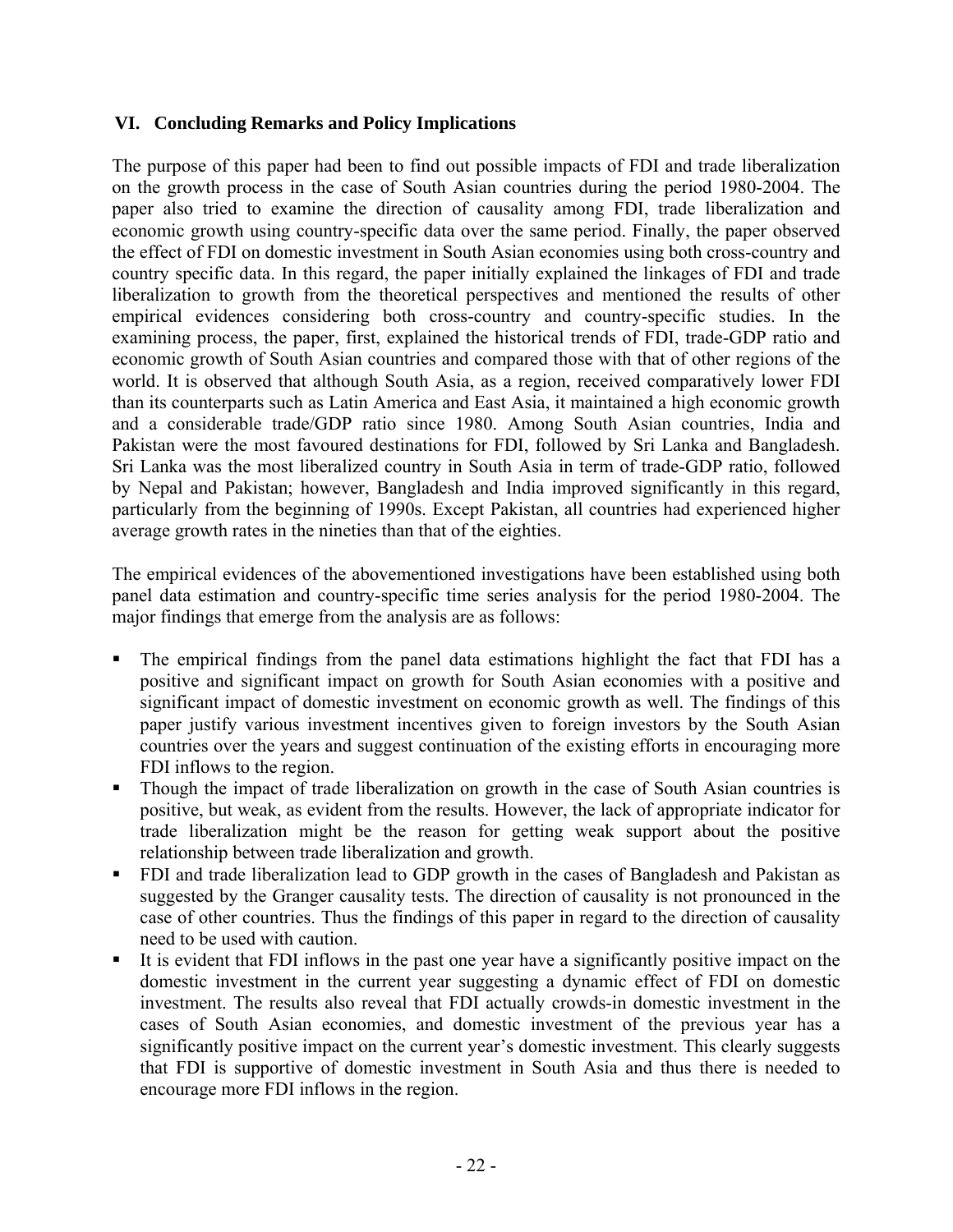## VI. Concluding Remarks and Policy Implications

The purpose of this paper had been to find out possible impacts of FDI and trade liberalization on the growth process in the case of South Asian countries during the period 1980-2004. The paper also tried to examine the direction of causality among FDI, trade liberalization and economic growth using country-specific data over the same period. Finally, the paper observed the effect of FDI on domestic investment in South Asian economies using both cross-country and country specific data. In this regard, the paper initially explained the linkages of FDI and trade liberalization to growth from the theoretical perspectives and mentioned the results of other empirical evidences considering both cross-country and country-specific studies. In the examining process, the paper, first, explained the historical trends of FDI, trade-GDP ratio and economic growth of South Asian countries and compared those with that of other regions of the world. It is observed that although South Asia, as a region, received comparatively lower FDI than its counterparts such as Latin America and East Asia, it maintained a high economic growth and a considerable trade/GDP ratio since 1980. Among South Asian countries, India and Pakistan were the most favoured destinations for FDI, followed by Sri Lanka and Bangladesh. Sri Lanka was the most liberalized country in South Asia in term of trade-GDP ratio, followed by Nepal and Pakistan; however, Bangladesh and India improved significantly in this regard, particularly from the beginning of 1990s. Except Pakistan, all countries had experienced higher average growth rates in the nineties than that of the eighties.

The empirical evidences of the abovementioned investigations have been established using both panel data estimation and country-specific time series analysis for the period 1980-2004. The major findings that emerge from the analysis are as follows:

- The empirical findings from the panel data estimations highlight the fact that FDI has a positive and significant impact on growth for South Asian economies with a positive and significant impact of domestic investment on economic growth as well. The findings of this paper justify various investment incentives given to foreign investors by the South Asian countries over the years and suggest continuation of the existing efforts in encouraging more FDI inflows to the region.
- Though the impact of trade liberalization on growth in the case of South Asian countries is positive, but weak, as evident from the results. However, the lack of appropriate indicator for trade liberalization might be the reason for getting weak support about the positive relationship between trade liberalization and growth.
- FDI and trade liberalization lead to GDP growth in the cases of Bangladesh and Pakistan as suggested by the Granger causality tests. The direction of causality is not pronounced in the case of other countries. Thus the findings of this paper in regard to the direction of causality need to be used with caution.
- It is evident that FDI inflows in the past one year have a significantly positive impact on the domestic investment in the current year suggesting a dynamic effect of FDI on domestic investment. The results also reveal that FDI actually crowds-in domestic investment in the cases of South Asian economies, and domestic investment of the previous year has a significantly positive impact on the current year's domestic investment. This clearly suggests that FDI is supportive of domestic investment in South Asia and thus there is needed to encourage more FDI inflows in the region.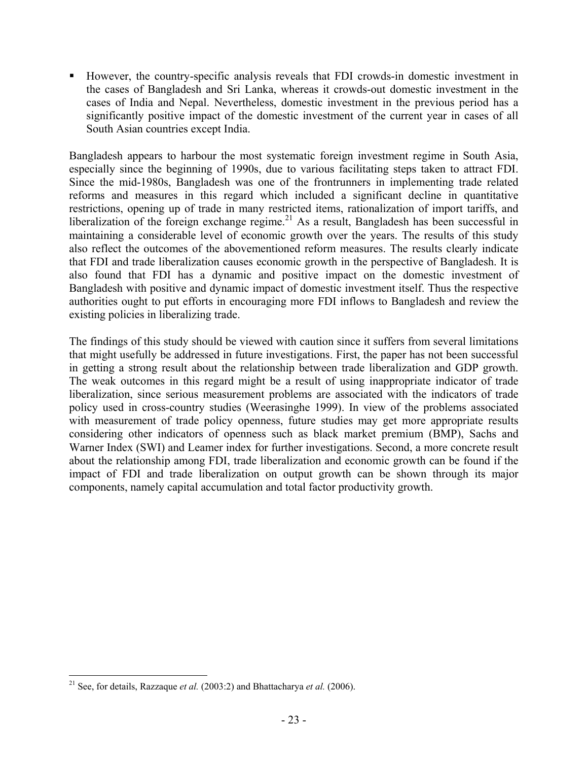- However, the country-specific analysis reveals that FDI crowds-in domestic investment in the cases of Bangladesh and Sri Lanka, whereas it crowds-out domestic investment in the cases of India and Nepal. Nevertheless, domestic investment in the previous period has a significantly positive impact of the domestic investment of the current year in cases of all South Asian countries except India.

Bangladesh appears to harbour the most systematic foreign investment regime in South Asia, especially since the beginning of 1990s, due to various facilitating steps taken to attract FDI. Since the mid-1980s, Bangladesh was one of the frontrunners in implementing trade related reforms and measures in this regard which included a significant decline in quantitative restrictions, opening up of trade in many restricted items, rationalization of import tariffs, and liberalization of the foreign exchange regime.[21] As a result, Bangladesh has been successful in maintaining a considerable level of economic growth over the years. The results of this study also reflect the outcomes of the abovementioned reform measures. The results clearly indicate that FDI and trade liberalization causes economic growth in the perspective of Bangladesh. It is also found that FDI has a dynamic and positive impact on the domestic investment of Bangladesh with positive and dynamic impact of domestic investment itself. Thus the respective authorities ought to put efforts in encouraging more FDI inflows to Bangladesh and review the existing policies in liberalizing trade.

The findings of this study should be viewed with caution since it suffers from several limitations that might usefully be addressed in future investigations. First, the paper has not been successful in getting a strong result about the relationship between trade liberalization and GDP growth. The weak outcomes in this regard might be a result of using inappropriate indicator of trade liberalization, since serious measurement problems are associated with the indicators of trade policy used in cross-country studies (Weerasinghe 1999). In view of the problems associated with measurement of trade policy openness, future studies may get more appropriate results considering other indicators of openness such as black market premium (BMP), Sachs and Warner Index (SWI) and Leamer index for further investigations. Second, a more concrete result about the relationship among FDI, trade liberalization and economic growth can be found if the impact of FDI and trade liberalization on output growth can be shown through its major components, namely capital accumulation and total factor productivity growth.

---

[21] See, for details, Razzaque *et al.* (2003:2) and Bhattacharya *et al.* (2006).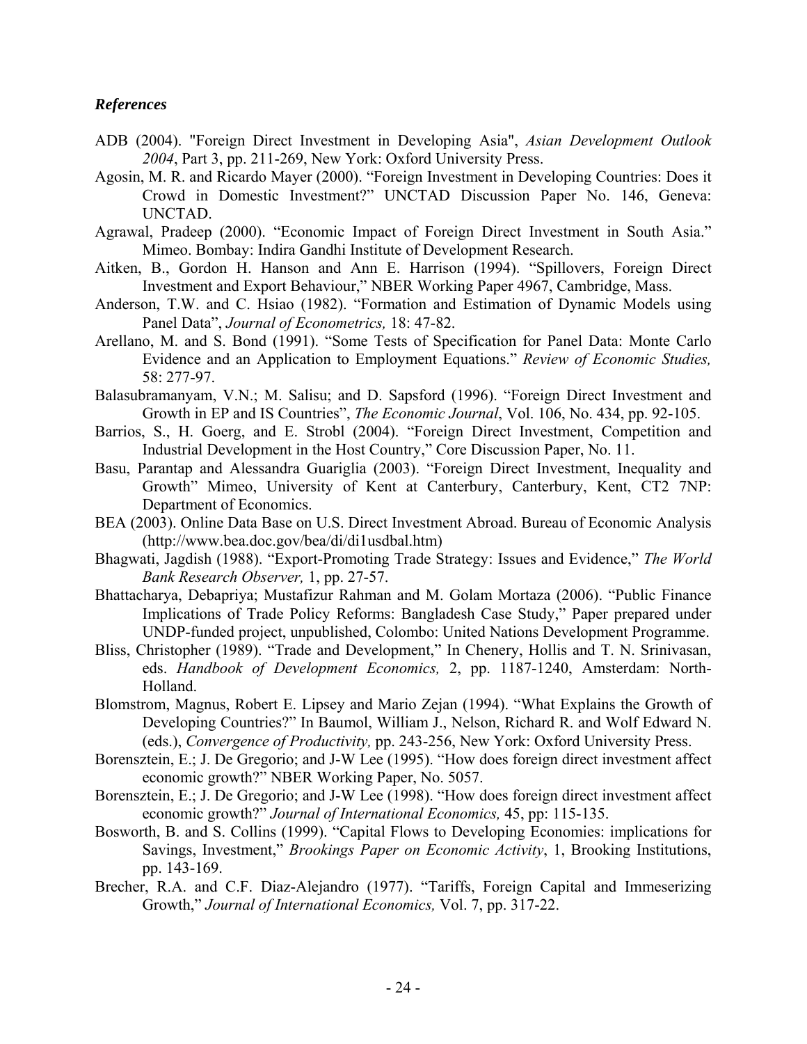### *References*

ADB (2004). "Foreign Direct Investment in Developing Asia", *Asian Development Outlook 2004*, Part 3, pp. 211-269, New York: Oxford University Press.

Agosin, M. R. and Ricardo Mayer (2000). "Foreign Investment in Developing Countries: Does it Crowd in Domestic Investment?" UNCTAD Discussion Paper No. 146, Geneva: UNCTAD.

Agrawal, Pradeep (2000). "Economic Impact of Foreign Direct Investment in South Asia." Mimeo. Bombay: Indira Gandhi Institute of Development Research.

Aitken, B., Gordon H. Hanson and Ann E. Harrison (1994). "Spillovers, Foreign Direct Investment and Export Behaviour," NBER Working Paper 4967, Cambridge, Mass.

Anderson, T.W. and C. Hsiao (1982). "Formation and Estimation of Dynamic Models using Panel Data", *Journal of Econometrics,* 18: 47-82.

Arellano, M. and S. Bond (1991). "Some Tests of Specification for Panel Data: Monte Carlo Evidence and an Application to Employment Equations." *Review of Economic Studies,* 58: 277-97.

Balasubramanyam, V.N.; M. Salisu; and D. Sapsford (1996). "Foreign Direct Investment and Growth in EP and IS Countries", *The Economic Journal*, Vol. 106, No. 434, pp. 92-105.

Barrios, S., H. Goerg, and E. Strobl (2004). "Foreign Direct Investment, Competition and Industrial Development in the Host Country," Core Discussion Paper, No. 11.

Basu, Parantap and Alessandra Guariglia (2003). "Foreign Direct Investment, Inequality and Growth" Mimeo, University of Kent at Canterbury, Canterbury, Kent, CT2 7NP: Department of Economics.

BEA (2003). Online Data Base on U.S. Direct Investment Abroad. Bureau of Economic Analysis (http://www.bea.doc.gov/bea/di/di1usdbal.htm)

Bhagwati, Jagdish (1988). "Export-Promoting Trade Strategy: Issues and Evidence," *The World Bank Research Observer,* 1, pp. 27-57.

Bhattacharya, Debapriya; Mustafizur Rahman and M. Golam Mortaza (2006). "Public Finance Implications of Trade Policy Reforms: Bangladesh Case Study," Paper prepared under UNDP-funded project, unpublished, Colombo: United Nations Development Programme.

Bliss, Christopher (1989). "Trade and Development," In Chenery, Hollis and T. N. Srinivasan, eds. *Handbook of Development Economics,* 2, pp. 1187-1240, Amsterdam: North-Holland.

Blomstrom, Magnus, Robert E. Lipsey and Mario Zejan (1994). "What Explains the Growth of Developing Countries?" In Baumol, William J., Nelson, Richard R. and Wolf Edward N. (eds.), *Convergence of Productivity,* pp. 243-256, New York: Oxford University Press.

Borensztein, E.; J. De Gregorio; and J-W Lee (1995). "How does foreign direct investment affect economic growth?" NBER Working Paper, No. 5057.

Borensztein, E.; J. De Gregorio; and J-W Lee (1998). "How does foreign direct investment affect economic growth?" *Journal of International Economics,* 45, pp: 115-135.

Bosworth, B. and S. Collins (1999). "Capital Flows to Developing Economies: implications for Savings, Investment," *Brookings Paper on Economic Activity*, 1, Brooking Institutions, pp. 143-169.

Brecher, R.A. and C.F. Diaz-Alejandro (1977). "Tariffs, Foreign Capital and Immeserizing Growth," *Journal of International Economics,* Vol. 7, pp. 317-22.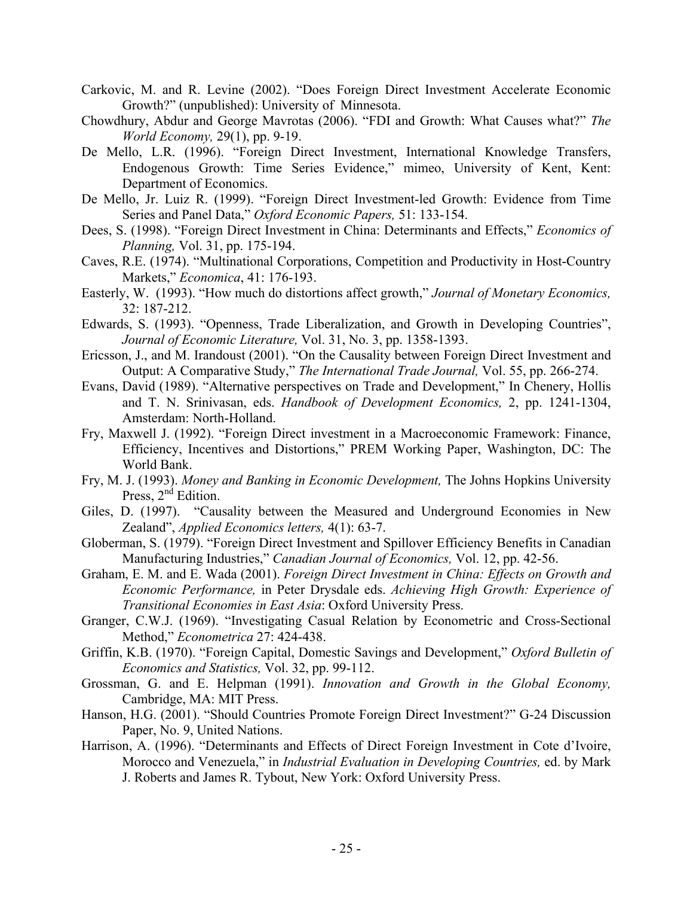Carkovic, M. and R. Levine (2002). "Does Foreign Direct Investment Accelerate Economic Growth?" (unpublished): University of Minnesota.

Chowdhury, Abdur and George Mavrotas (2006). "FDI and Growth: What Causes what?" *The World Economy,* 29(1), pp. 9-19.

De Mello, L.R. (1996). "Foreign Direct Investment, International Knowledge Transfers, Endogenous Growth: Time Series Evidence," mimeo, University of Kent, Kent: Department of Economics.

De Mello, Jr. Luiz R. (1999). "Foreign Direct Investment-led Growth: Evidence from Time Series and Panel Data," *Oxford Economic Papers,* 51: 133-154.

Dees, S. (1998). "Foreign Direct Investment in China: Determinants and Effects," *Economics of Planning,* Vol. 31, pp. 175-194.

Caves, R.E. (1974). "Multinational Corporations, Competition and Productivity in Host-Country Markets," *Economica*, 41: 176-193.

Easterly, W. (1993). "How much do distortions affect growth," *Journal of Monetary Economics,* 32: 187-212.

Edwards, S. (1993). "Openness, Trade Liberalization, and Growth in Developing Countries", *Journal of Economic Literature,* Vol. 31, No. 3, pp. 1358-1393.

Ericsson, J., and M. Irandoust (2001). "On the Causality between Foreign Direct Investment and Output: A Comparative Study," *The International Trade Journal,* Vol. 55, pp. 266-274.

Evans, David (1989). "Alternative perspectives on Trade and Development," In Chenery, Hollis and T. N. Srinivasan, eds. *Handbook of Development Economics,* 2, pp. 1241-1304, Amsterdam: North-Holland.

Fry, Maxwell J. (1992). "Foreign Direct investment in a Macroeconomic Framework: Finance, Efficiency, Incentives and Distortions," PREM Working Paper, Washington, DC: The World Bank.

Fry, M. J. (1993). *Money and Banking in Economic Development,* The Johns Hopkins University Press, 2nd Edition.

Giles, D. (1997). "Causality between the Measured and Underground Economies in New Zealand", *Applied Economics letters,* 4(1): 63-7.

Globerman, S. (1979). "Foreign Direct Investment and Spillover Efficiency Benefits in Canadian Manufacturing Industries," *Canadian Journal of Economics,* Vol. 12, pp. 42-56.

Graham, E. M. and E. Wada (2001). *Foreign Direct Investment in China: Effects on Growth and Economic Performance,* in Peter Drysdale eds. *Achieving High Growth: Experience of Transitional Economies in East Asia*: Oxford University Press.

Granger, C.W.J. (1969). "Investigating Casual Relation by Econometric and Cross-Sectional Method," *Econometrica* 27: 424-438.

Griffin, K.B. (1970). "Foreign Capital, Domestic Savings and Development," *Oxford Bulletin of Economics and Statistics,* Vol. 32, pp. 99-112.

Grossman, G. and E. Helpman (1991). *Innovation and Growth in the Global Economy,* Cambridge, MA: MIT Press.

Hanson, H.G. (2001). "Should Countries Promote Foreign Direct Investment?" G-24 Discussion Paper, No. 9, United Nations.

Harrison, A. (1996). "Determinants and Effects of Direct Foreign Investment in Cote d'Ivoire, Morocco and Venezuela," in *Industrial Evaluation in Developing Countries,* ed. by Mark J. Roberts and James R. Tybout, New York: Oxford University Press.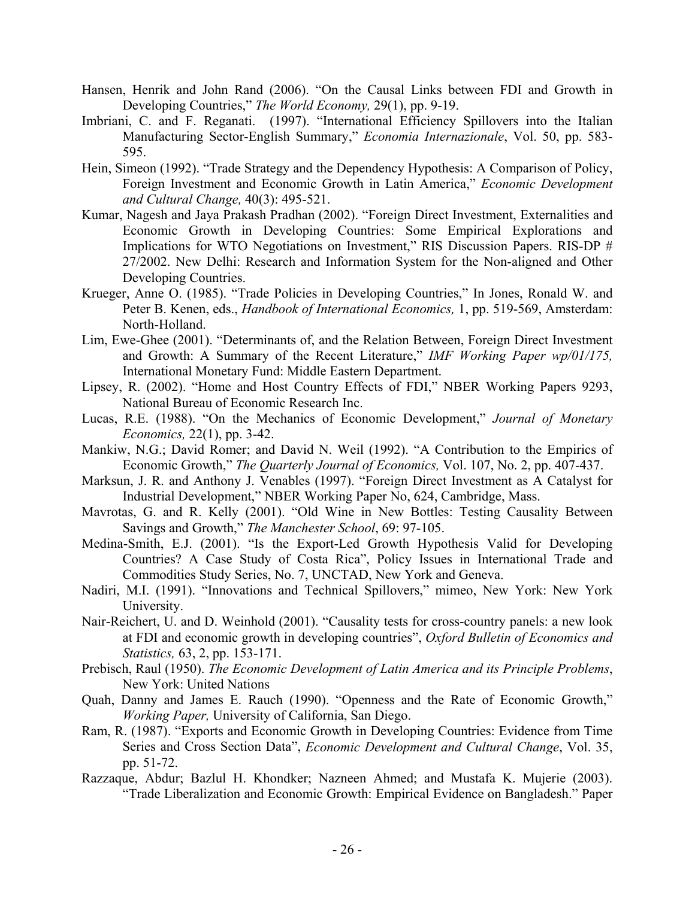Hansen, Henrik and John Rand (2006). "On the Causal Links between FDI and Growth in Developing Countries," *The World Economy,* 29(1), pp. 9-19.

Imbriani, C. and F. Reganati. (1997). "International Efficiency Spillovers into the Italian Manufacturing Sector-English Summary," *Economia Internazionale*, Vol. 50, pp. 583-595.

Hein, Simeon (1992). "Trade Strategy and the Dependency Hypothesis: A Comparison of Policy, Foreign Investment and Economic Growth in Latin America," *Economic Development and Cultural Change,* 40(3): 495-521.

Kumar, Nagesh and Jaya Prakash Pradhan (2002). "Foreign Direct Investment, Externalities and Economic Growth in Developing Countries: Some Empirical Explorations and Implications for WTO Negotiations on Investment," RIS Discussion Papers. RIS-DP # 27/2002. New Delhi: Research and Information System for the Non-aligned and Other Developing Countries.

Krueger, Anne O. (1985). "Trade Policies in Developing Countries," In Jones, Ronald W. and Peter B. Kenen, eds., *Handbook of International Economics,* 1, pp. 519-569, Amsterdam: North-Holland.

Lim, Ewe-Ghee (2001). "Determinants of, and the Relation Between, Foreign Direct Investment and Growth: A Summary of the Recent Literature," *IMF Working Paper wp/01/175,* International Monetary Fund: Middle Eastern Department.

Lipsey, R. (2002). "Home and Host Country Effects of FDI," NBER Working Papers 9293, National Bureau of Economic Research Inc.

Lucas, R.E. (1988). "On the Mechanics of Economic Development," *Journal of Monetary Economics,* 22(1), pp. 3-42.

Mankiw, N.G.; David Romer; and David N. Weil (1992). "A Contribution to the Empirics of Economic Growth," *The Quarterly Journal of Economics,* Vol. 107, No. 2, pp. 407-437.

Marksun, J. R. and Anthony J. Venables (1997). "Foreign Direct Investment as A Catalyst for Industrial Development," NBER Working Paper No, 624, Cambridge, Mass.

Mavrotas, G. and R. Kelly (2001). "Old Wine in New Bottles: Testing Causality Between Savings and Growth," *The Manchester School*, 69: 97-105.

Medina-Smith, E.J. (2001). "Is the Export-Led Growth Hypothesis Valid for Developing Countries? A Case Study of Costa Rica", Policy Issues in International Trade and Commodities Study Series, No. 7, UNCTAD, New York and Geneva.

Nadiri, M.I. (1991). "Innovations and Technical Spillovers," mimeo, New York: New York University.

Nair-Reichert, U. and D. Weinhold (2001). "Causality tests for cross-country panels: a new look at FDI and economic growth in developing countries", *Oxford Bulletin of Economics and Statistics,* 63, 2, pp. 153-171.

Prebisch, Raul (1950). *The Economic Development of Latin America and its Principle Problems*, New York: United Nations

Quah, Danny and James E. Rauch (1990). "Openness and the Rate of Economic Growth," *Working Paper,* University of California, San Diego.

Ram, R. (1987). "Exports and Economic Growth in Developing Countries: Evidence from Time Series and Cross Section Data", *Economic Development and Cultural Change*, Vol. 35, pp. 51-72.

Razzaque, Abdur; Bazlul H. Khondker; Nazneen Ahmed; and Mustafa K. Mujerie (2003). "Trade Liberalization and Economic Growth: Empirical Evidence on Bangladesh." Paper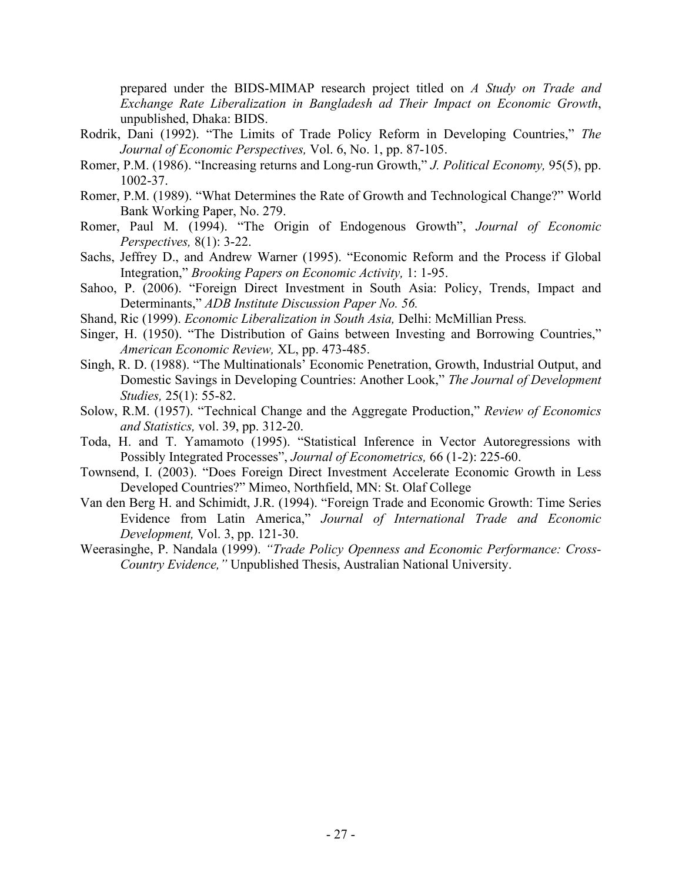prepared under the BIDS-MIMAP research project titled on *A Study on Trade and Exchange Rate Liberalization in Bangladesh ad Their Impact on Economic Growth*, unpublished, Dhaka: BIDS.

Rodrik, Dani (1992). "The Limits of Trade Policy Reform in Developing Countries," *The Journal of Economic Perspectives,* Vol. 6, No. 1, pp. 87-105.

Romer, P.M. (1986). "Increasing returns and Long-run Growth," *J. Political Economy,* 95(5), pp. 1002-37.

Romer, P.M. (1989). "What Determines the Rate of Growth and Technological Change?" World Bank Working Paper, No. 279.

Romer, Paul M. (1994). "The Origin of Endogenous Growth", *Journal of Economic Perspectives,* 8(1): 3-22.

Sachs, Jeffrey D., and Andrew Warner (1995). "Economic Reform and the Process if Global Integration," *Brooking Papers on Economic Activity,* 1: 1-95.

Sahoo, P. (2006). "Foreign Direct Investment in South Asia: Policy, Trends, Impact and Determinants," *ADB Institute Discussion Paper No. 56.*

Shand, Ric (1999). *Economic Liberalization in South Asia,* Delhi: McMillian Press*.*

Singer, H. (1950). "The Distribution of Gains between Investing and Borrowing Countries," *American Economic Review,* XL, pp. 473-485.

Singh, R. D. (1988). "The Multinationals' Economic Penetration, Growth, Industrial Output, and Domestic Savings in Developing Countries: Another Look," *The Journal of Development Studies,* 25(1): 55-82.

Solow, R.M. (1957). "Technical Change and the Aggregate Production," *Review of Economics and Statistics,* vol. 39, pp. 312-20.

Toda, H. and T. Yamamoto (1995). "Statistical Inference in Vector Autoregressions with Possibly Integrated Processes", *Journal of Econometrics,* 66 (1-2): 225-60.

Townsend, I. (2003). "Does Foreign Direct Investment Accelerate Economic Growth in Less Developed Countries?" Mimeo, Northfield, MN: St. Olaf College

Van den Berg H. and Schimidt, J.R. (1994). "Foreign Trade and Economic Growth: Time Series Evidence from Latin America," *Journal of International Trade and Economic Development,* Vol. 3, pp. 121-30.

Weerasinghe, P. Nandala (1999). *"Trade Policy Openness and Economic Performance: Cross-Country Evidence,"* Unpublished Thesis, Australian National University.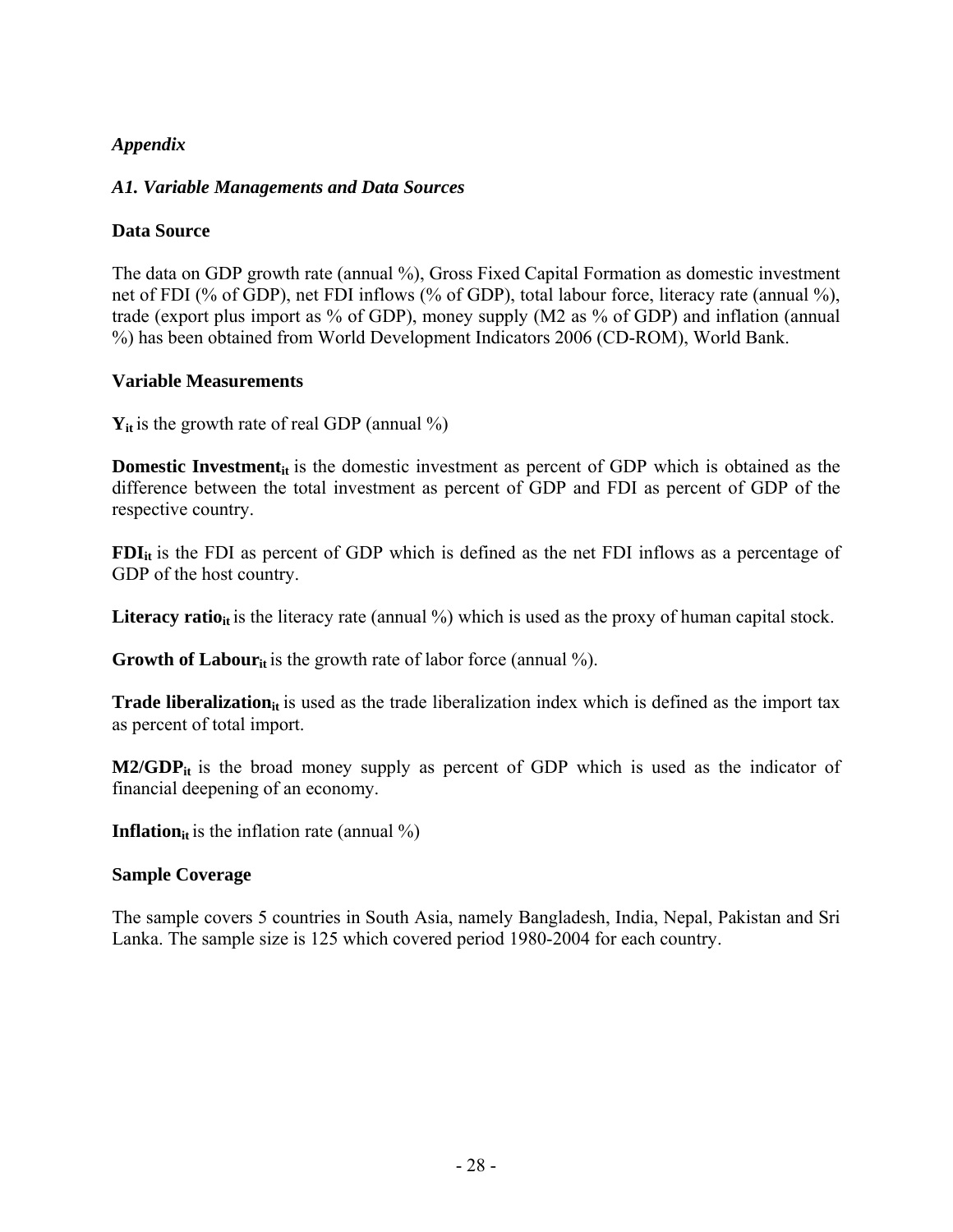*Appendix*

*A1. Variable Managements and Data Sources*

**Data Source**

The data on GDP growth rate (annual %), Gross Fixed Capital Formation as domestic investment net of FDI (% of GDP), net FDI inflows (% of GDP), total labour force, literacy rate (annual %), trade (export plus import as % of GDP), money supply (M2 as % of GDP) and inflation (annual %) has been obtained from World Development Indicators 2006 (CD-ROM), World Bank.

**Variable Measurements**

$\mathbf{Y_{it}}$ is the growth rate of real GDP (annual %)

**Domestic Investment**$_{\mathbf{it}}$ is the domestic investment as percent of GDP which is obtained as the difference between the total investment as percent of GDP and FDI as percent of GDP of the respective country.

$\mathbf{FDI_{it}}$ is the FDI as percent of GDP which is defined as the net FDI inflows as a percentage of GDP of the host country.

**Literacy ratio**$_{\mathbf{it}}$ is the literacy rate (annual %) which is used as the proxy of human capital stock.

**Growth of Labour**$_{\mathbf{it}}$ is the growth rate of labor force (annual %).

**Trade liberalization**$_{\mathbf{it}}$ is used as the trade liberalization index which is defined as the import tax as percent of total import.

$\mathbf{M2/GDP_{it}}$ is the broad money supply as percent of GDP which is used as the indicator of financial deepening of an economy.

**Inflation**$_{\mathbf{it}}$ is the inflation rate (annual %)

**Sample Coverage**

The sample covers 5 countries in South Asia, namely Bangladesh, India, Nepal, Pakistan and Sri Lanka. The sample size is 125 which covered period 1980-2004 for each country.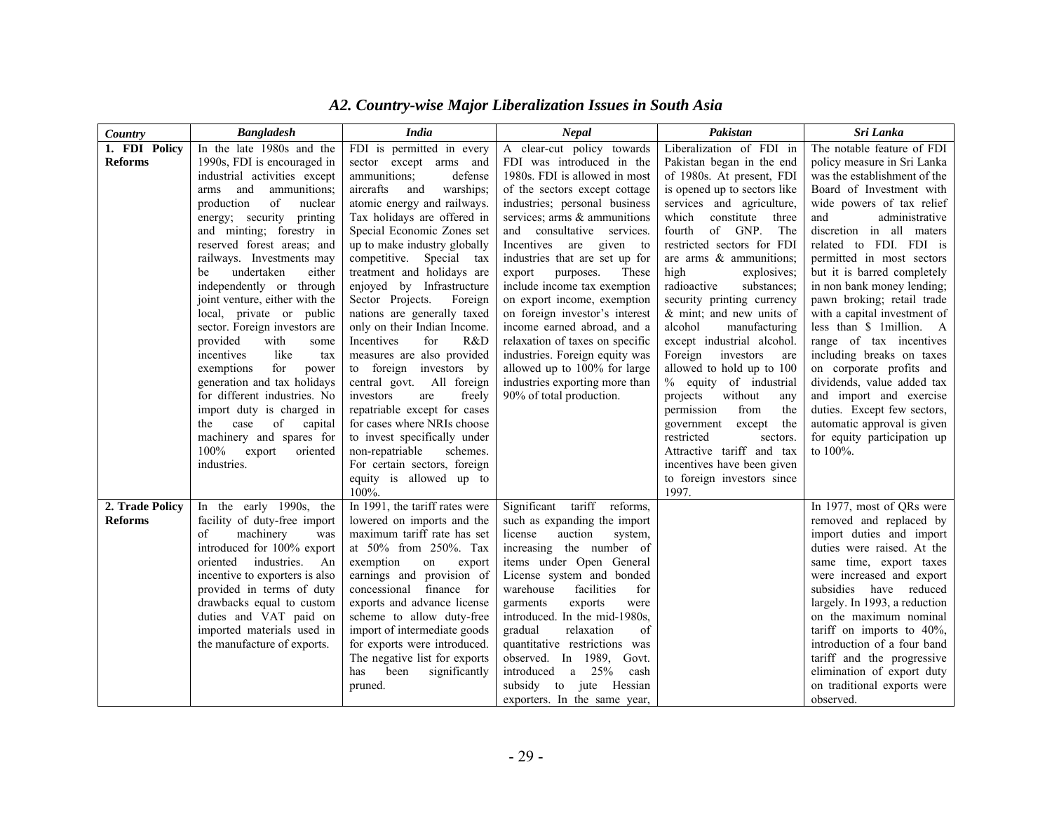## *A2. Country-wise Major Liberalization Issues in South Asia*

| *Country* | *Bangladesh* | *India* | *Nepal* | *Pakistan* | *Sri Lanka* |
|---|---|---|---|---|---|
| **1. FDI Policy Reforms** | In the late 1980s and the 1990s, FDI is encouraged in industrial activities except arms and ammunitions; production of nuclear energy; security printing and minting; forestry in reserved forest areas; and railways. Investments may be undertaken either independently or through joint venture, either with the local, private or public sector. Foreign investors are provided with some incentives like tax exemptions for power generation and tax holidays for different industries. No import duty is charged in the case of capital machinery and spares for 100% export oriented industries. | FDI is permitted in every sector except arms and ammunitions; defense aircrafts and warships; atomic energy and railways. Tax holidays are offered in Special Economic Zones set up to make industry globally competitive. Special tax treatment and holidays are enjoyed by Infrastructure Sector Projects. Foreign nations are generally taxed only on their Indian Income. Incentives for R&D measures are also provided to foreign investors by central govt. All foreign investors are freely repatriable except for cases for cases where NRIs choose to invest specifically under non-repatriable schemes. For certain sectors, foreign equity is allowed up to 100%. | A clear-cut policy towards FDI was introduced in the 1980s. FDI is allowed in most of the sectors except cottage industries; personal business services; arms & ammunitions and consultative services. Incentives are given to industries that are set up for export purposes. These include income tax exemption on export income, exemption on foreign investor's interest income earned abroad, and a relaxation of taxes on specific industries. Foreign equity was allowed up to 100% for large industries exporting more than 90% of total production. | Liberalization of FDI in Pakistan began in the end of 1980s. At present, FDI is opened up to sectors like services and agriculture, which constitute three fourth of GNP. The restricted sectors for FDI are arms & ammunitions; high explosives; radioactive substances; security printing currency & mint; and new units of alcohol manufacturing except industrial alcohol. Foreign investors are allowed to hold up to 100 % equity of industrial projects without any permission from the government except the restricted sectors. Attractive tariff and tax incentives have been given to foreign investors since 1997. | The notable feature of FDI policy measure in Sri Lanka was the establishment of the Board of Investment with wide powers of tax relief and administrative discretion in all maters related to FDI. FDI is permitted in most sectors but it is barred completely in non bank money lending; pawn broking; retail trade with a capital investment of less than $ 1million. A range of tax incentives including breaks on taxes on corporate profits and dividends, value added tax and import and exercise duties. Except few sectors, automatic approval is given for equity participation up to 100%. |
| **2. Trade Policy Reforms** | In the early 1990s, the facility of duty-free import of machinery was introduced for 100% export oriented industries. An incentive to exporters is also provided in terms of duty drawbacks equal to custom duties and VAT paid on imported materials used in the manufacture of exports. | In 1991, the tariff rates were lowered on imports and the maximum tariff rate has set at 50% from 250%. Tax exemption on export earnings and provision of concessional finance for exports and advance license scheme to allow duty-free import of intermediate goods for exports were introduced. The negative list for exports has been significantly pruned. | Significant tariff reforms, such as expanding the import license auction system, increasing the number of items under Open General License system and bonded warehouse facilities for garments exports were introduced. In the mid-1980s, gradual relaxation of quantitative restrictions was observed. In 1989, Govt. introduced a 25% cash subsidy to jute Hessian exporters. In the same year, | | In 1977, most of QRs were removed and replaced by import duties and import duties were raised. At the same time, export taxes were increased and export subsidies have reduced largely. In 1993, a reduction on the maximum nominal tariff on imports to 40%, introduction of a four band tariff and the progressive elimination of export duty on traditional exports were observed. |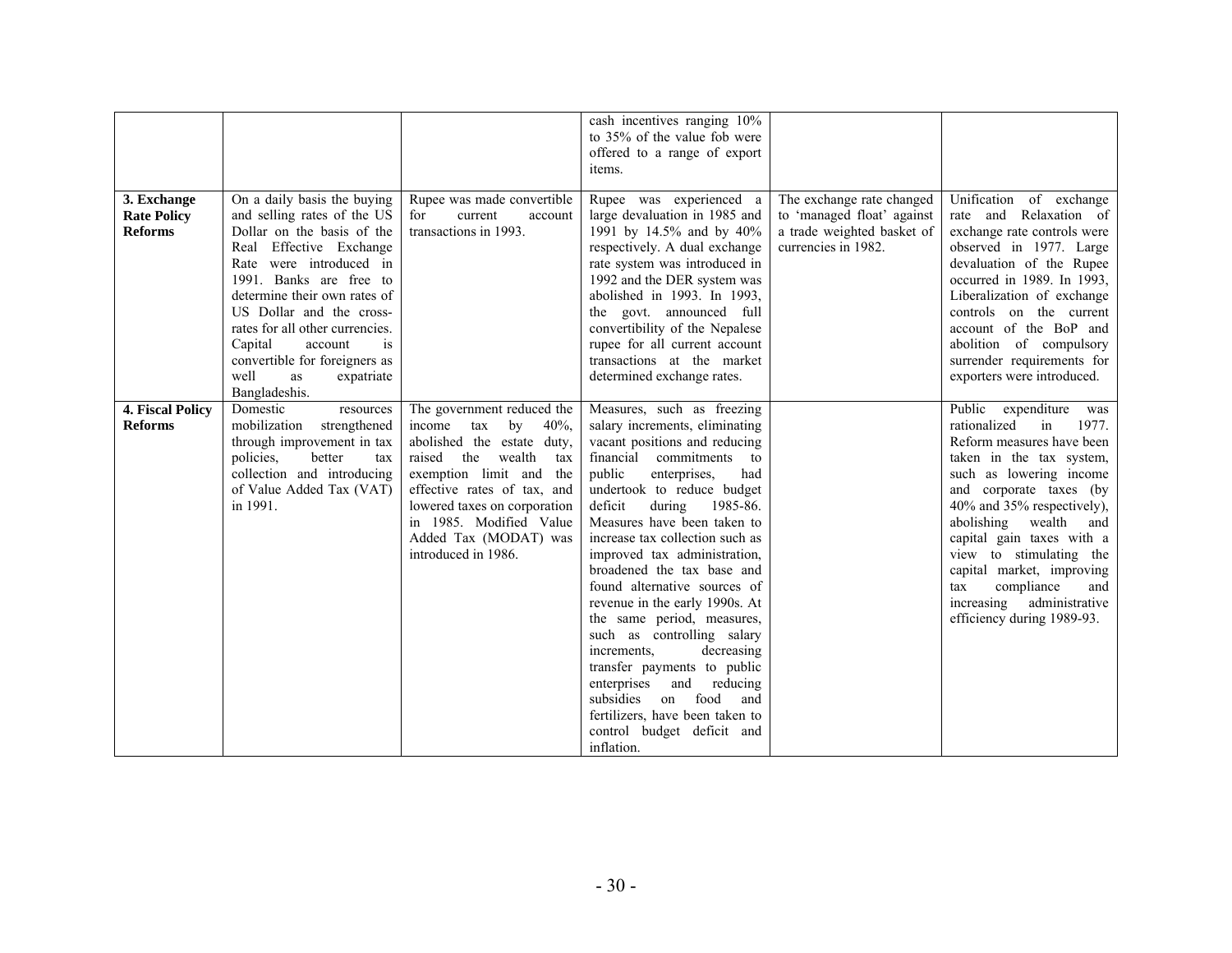|  |  |  | cash incentives ranging 10% to 35% of the value fob were offered to a range of export items. |  |  |
| --- | --- | --- | --- | --- | --- |
| **3. Exchange Rate Policy Reforms** | On a daily basis the buying and selling rates of the US Dollar on the basis of the Real Effective Exchange Rate were introduced in 1991. Banks are free to determine their own rates of US Dollar and the cross-rates for all other currencies. Capital account is convertible for foreigners as well as expatriate Bangladeshis. | Rupee was made convertible for current account transactions in 1993. | Rupee was experienced a large devaluation in 1985 and 1991 by 14.5% and by 40% respectively. A dual exchange rate system was introduced in 1992 and the DER system was abolished in 1993. In 1993, the govt. announced full convertibility of the Nepalese rupee for all current account transactions at the market determined exchange rates. | The exchange rate changed to 'managed float' against a trade weighted basket of currencies in 1982. | Unification of exchange rate and Relaxation of exchange rate controls were observed in 1977. Large devaluation of the Rupee occurred in 1989. In 1993, Liberalization of exchange controls on the current account of the BoP and abolition of compulsory surrender requirements for exporters were introduced. |
| **4. Fiscal Policy Reforms** | Domestic resources mobilization strengthened through improvement in tax policies, better tax collection and introducing of Value Added Tax (VAT) in 1991. | The government reduced the income tax by 40%, abolished the estate duty, raised the wealth tax exemption limit and the effective rates of tax, and lowered taxes on corporation in 1985. Modified Value Added Tax (MODAT) was introduced in 1986. | Measures, such as freezing salary increments, eliminating vacant positions and reducing financial commitments to public enterprises, had undertook to reduce budget deficit during 1985-86. Measures have been taken to increase tax collection such as improved tax administration, broadened the tax base and found alternative sources of revenue in the early 1990s. At the same period, measures, such as controlling salary increments, decreasing transfer payments to public enterprises and reducing subsidies on food and fertilizers, have been taken to control budget deficit and inflation. |  | Public expenditure was rationalized in 1977. Reform measures have been taken in the tax system, such as lowering income and corporate taxes (by 40% and 35% respectively), abolishing wealth and capital gain taxes with a view to stimulating the capital market, improving tax compliance and increasing administrative efficiency during 1989-93. |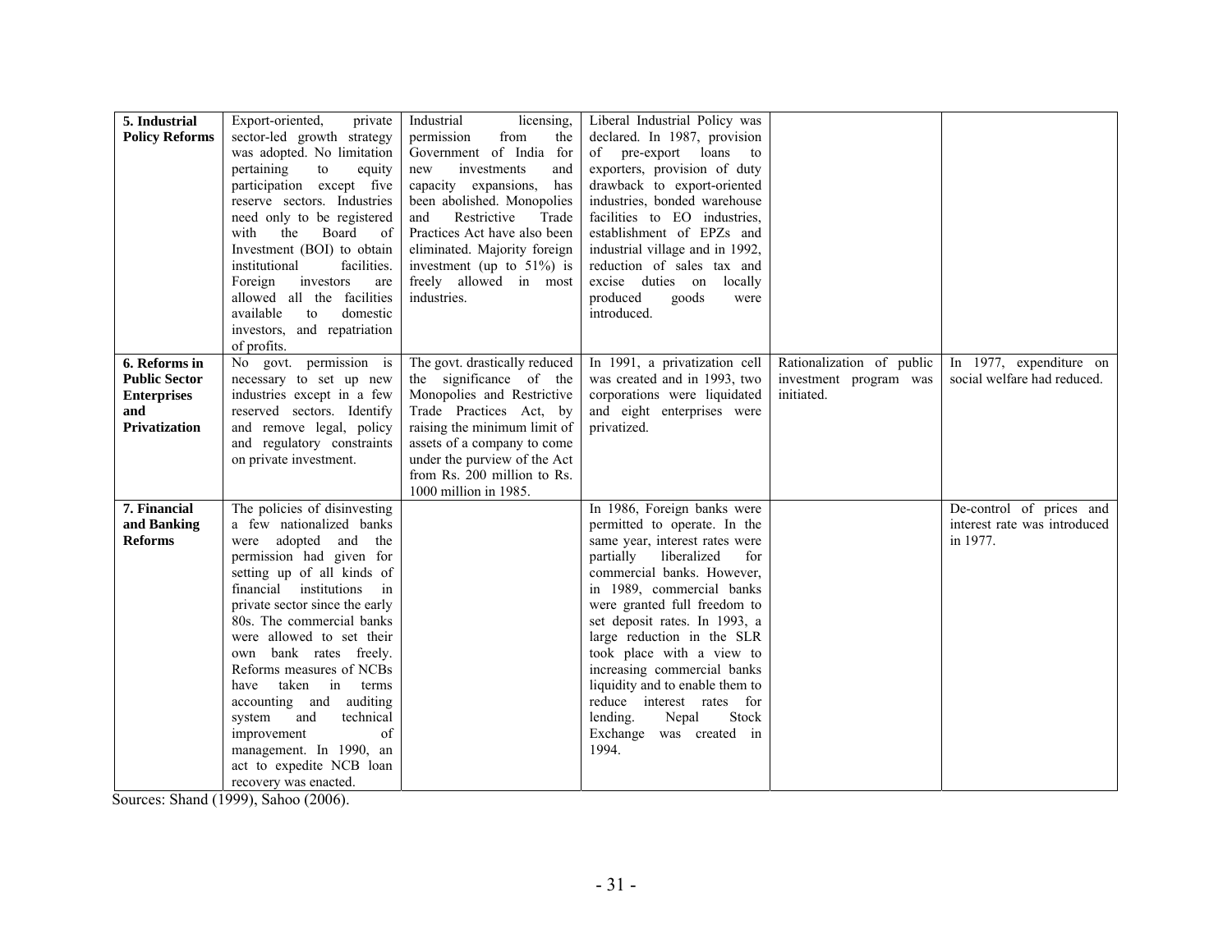| | | | | | |
|---|---|---|---|---|---|
| **5. Industrial Policy Reforms** | Export-oriented, private sector-led growth strategy was adopted. No limitation pertaining to equity participation except five reserve sectors. Industries need only to be registered with the Board of Investment (BOI) to obtain institutional facilities. Foreign investors are allowed all the facilities available to domestic investors, and repatriation of profits. | Industrial licensing, permission from the Government of India for new investments and capacity expansions, has been abolished. Monopolies and Restrictive Trade Practices Act have also been eliminated. Majority foreign investment (up to 51%) is freely allowed in most industries. | Liberal Industrial Policy was declared. In 1987, provision of pre-export loans to exporters, provision of duty drawback to export-oriented industries, bonded warehouse facilities to EO industries, establishment of EPZs and industrial village and in 1992, reduction of sales tax and excise duties on locally produced goods were introduced. | | |
| **6. Reforms in Public Sector Enterprises and Privatization** | No govt. permission is necessary to set up new industries except in a few reserved sectors. Identify and remove legal, policy and regulatory constraints on private investment. | The govt. drastically reduced the significance of the Monopolies and Restrictive Trade Practices Act, by raising the minimum limit of assets of a company to come under the purview of the Act from Rs. 200 million to Rs. 1000 million in 1985. | In 1991, a privatization cell was created and in 1993, two corporations were liquidated and eight enterprises were privatized. | Rationalization of public investment program was initiated. | In 1977, expenditure on social welfare had reduced. |
| **7. Financial and Banking Reforms** | The policies of disinvesting a few nationalized banks were adopted and the permission had given for setting up of all kinds of financial institutions in private sector since the early 80s. The commercial banks were allowed to set their own bank rates freely. Reforms measures of NCBs have taken in terms accounting and auditing system and technical improvement of management. In 1990, an act to expedite NCB loan recovery was enacted. | | In 1986, Foreign banks were permitted to operate. In the same year, interest rates were partially liberalized for commercial banks. However, in 1989, commercial banks were granted full freedom to set deposit rates. In 1993, a large reduction in the SLR took place with a view to increasing commercial banks liquidity and to enable them to reduce interest rates for lending. Nepal Stock Exchange was created in 1994. | | De-control of prices and interest rate was introduced in 1977. |

Sources: Shand (1999), Sahoo (2006).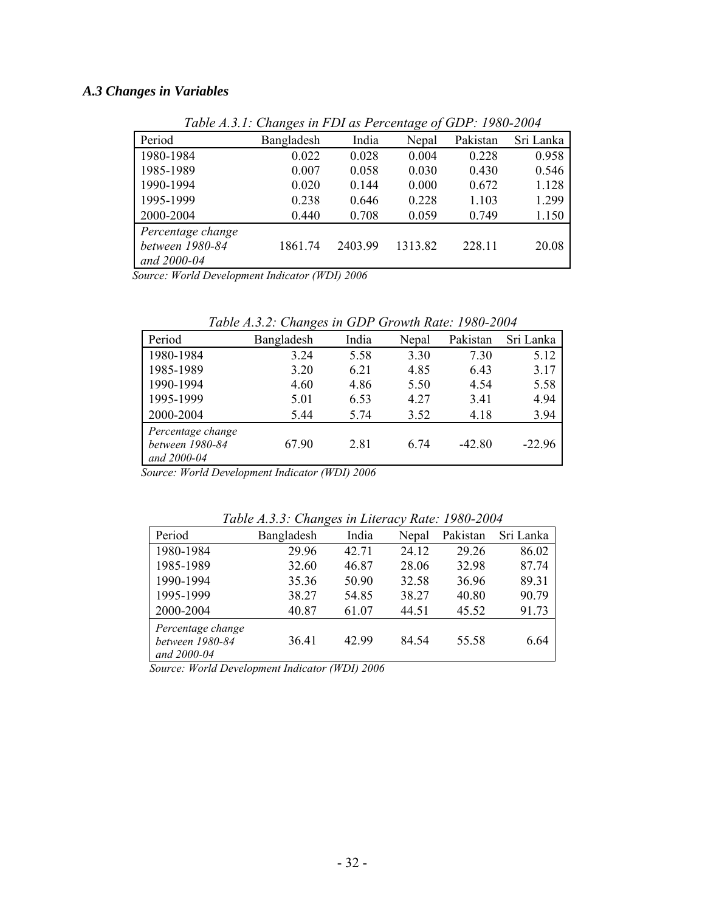### *A.3 Changes in Variables*

*Table A.3.1: Changes in FDI as Percentage of GDP: 1980-2004*

| Period | Bangladesh | India | Nepal | Pakistan | Sri Lanka |
|---|---|---|---|---|---|
| 1980-1984 | 0.022 | 0.028 | 0.004 | 0.228 | 0.958 |
| 1985-1989 | 0.007 | 0.058 | 0.030 | 0.430 | 0.546 |
| 1990-1994 | 0.020 | 0.144 | 0.000 | 0.672 | 1.128 |
| 1995-1999 | 0.238 | 0.646 | 0.228 | 1.103 | 1.299 |
| 2000-2004 | 0.440 | 0.708 | 0.059 | 0.749 | 1.150 |
| *Percentage change between 1980-84 and 2000-04* | 1861.74 | 2403.99 | 1313.82 | 228.11 | 20.08 |

*Source: World Development Indicator (WDI) 2006*

*Table A.3.2: Changes in GDP Growth Rate: 1980-2004*

| Period | Bangladesh | India | Nepal | Pakistan | Sri Lanka |
|---|---|---|---|---|---|
| 1980-1984 | 3.24 | 5.58 | 3.30 | 7.30 | 5.12 |
| 1985-1989 | 3.20 | 6.21 | 4.85 | 6.43 | 3.17 |
| 1990-1994 | 4.60 | 4.86 | 5.50 | 4.54 | 5.58 |
| 1995-1999 | 5.01 | 6.53 | 4.27 | 3.41 | 4.94 |
| 2000-2004 | 5.44 | 5.74 | 3.52 | 4.18 | 3.94 |
| *Percentage change between 1980-84 and 2000-04* | 67.90 | 2.81 | 6.74 | -42.80 | -22.96 |

*Source: World Development Indicator (WDI) 2006*

*Table A.3.3: Changes in Literacy Rate: 1980-2004*

| Period | Bangladesh | India | Nepal | Pakistan | Sri Lanka |
|---|---|---|---|---|---|
| 1980-1984 | 29.96 | 42.71 | 24.12 | 29.26 | 86.02 |
| 1985-1989 | 32.60 | 46.87 | 28.06 | 32.98 | 87.74 |
| 1990-1994 | 35.36 | 50.90 | 32.58 | 36.96 | 89.31 |
| 1995-1999 | 38.27 | 54.85 | 38.27 | 40.80 | 90.79 |
| 2000-2004 | 40.87 | 61.07 | 44.51 | 45.52 | 91.73 |
| *Percentage change between 1980-84 and 2000-04* | 36.41 | 42.99 | 84.54 | 55.58 | 6.64 |

*Source: World Development Indicator (WDI) 2006*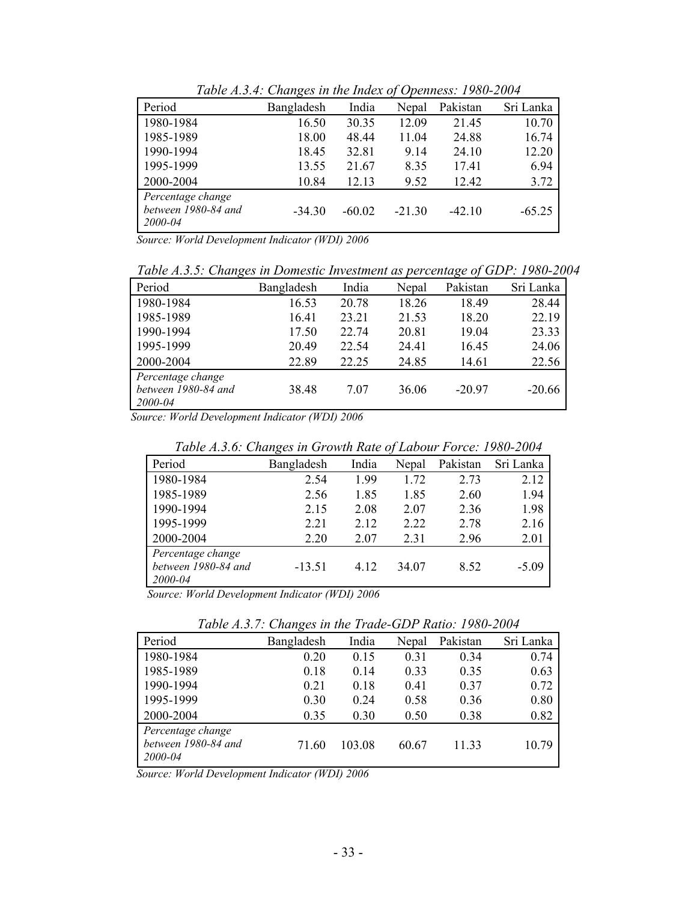*Table A.3.4: Changes in the Index of Openness: 1980-2004*

| Period | Bangladesh | India | Nepal | Pakistan | Sri Lanka |
|---|---|---|---|---|---|
| 1980-1984 | 16.50 | 30.35 | 12.09 | 21.45 | 10.70 |
| 1985-1989 | 18.00 | 48.44 | 11.04 | 24.88 | 16.74 |
| 1990-1994 | 18.45 | 32.81 | 9.14 | 24.10 | 12.20 |
| 1995-1999 | 13.55 | 21.67 | 8.35 | 17.41 | 6.94 |
| 2000-2004 | 10.84 | 12.13 | 9.52 | 12.42 | 3.72 |
| *Percentage change between 1980-84 and 2000-04* | -34.30 | -60.02 | -21.30 | -42.10 | -65.25 |

*Source: World Development Indicator (WDI) 2006*

*Table A.3.5: Changes in Domestic Investment as percentage of GDP: 1980-2004*

| Period | Bangladesh | India | Nepal | Pakistan | Sri Lanka |
|---|---|---|---|---|---|
| 1980-1984 | 16.53 | 20.78 | 18.26 | 18.49 | 28.44 |
| 1985-1989 | 16.41 | 23.21 | 21.53 | 18.20 | 22.19 |
| 1990-1994 | 17.50 | 22.74 | 20.81 | 19.04 | 23.33 |
| 1995-1999 | 20.49 | 22.54 | 24.41 | 16.45 | 24.06 |
| 2000-2004 | 22.89 | 22.25 | 24.85 | 14.61 | 22.56 |
| *Percentage change between 1980-84 and 2000-04* | 38.48 | 7.07 | 36.06 | -20.97 | -20.66 |

*Source: World Development Indicator (WDI) 2006*

*Table A.3.6: Changes in Growth Rate of Labour Force: 1980-2004*

| Period | Bangladesh | India | Nepal | Pakistan | Sri Lanka |
|---|---|---|---|---|---|
| 1980-1984 | 2.54 | 1.99 | 1.72 | 2.73 | 2.12 |
| 1985-1989 | 2.56 | 1.85 | 1.85 | 2.60 | 1.94 |
| 1990-1994 | 2.15 | 2.08 | 2.07 | 2.36 | 1.98 |
| 1995-1999 | 2.21 | 2.12 | 2.22 | 2.78 | 2.16 |
| 2000-2004 | 2.20 | 2.07 | 2.31 | 2.96 | 2.01 |
| *Percentage change between 1980-84 and 2000-04* | -13.51 | 4.12 | 34.07 | 8.52 | -5.09 |

*Source: World Development Indicator (WDI) 2006*

*Table A.3.7: Changes in the Trade-GDP Ratio: 1980-2004*

| Period | Bangladesh | India | Nepal | Pakistan | Sri Lanka |
|---|---|---|---|---|---|
| 1980-1984 | 0.20 | 0.15 | 0.31 | 0.34 | 0.74 |
| 1985-1989 | 0.18 | 0.14 | 0.33 | 0.35 | 0.63 |
| 1990-1994 | 0.21 | 0.18 | 0.41 | 0.37 | 0.72 |
| 1995-1999 | 0.30 | 0.24 | 0.58 | 0.36 | 0.80 |
| 2000-2004 | 0.35 | 0.30 | 0.50 | 0.38 | 0.82 |
| *Percentage change between 1980-84 and 2000-04* | 71.60 | 103.08 | 60.67 | 11.33 | 10.79 |

*Source: World Development Indicator (WDI) 2006*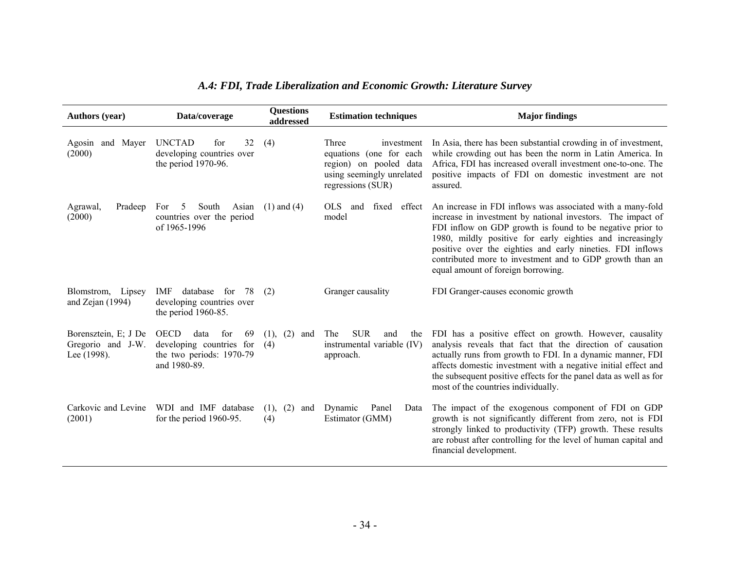### *A.4: FDI, Trade Liberalization and Economic Growth: Literature Survey*

| Authors (year) | Data/coverage | Questions addressed | Estimation techniques | Major findings |
|---|---|---|---|---|
| Agosin and Mayer (2000) | UNCTAD for 32 developing countries over the period 1970-96. | (4) | Three investment equations (one for each region) on pooled data using seemingly unrelated regressions (SUR) | In Asia, there has been substantial crowding in of investment, while crowding out has been the norm in Latin America. In Africa, FDI has increased overall investment one-to-one. The positive impacts of FDI on domestic investment are not assured. |
| Agrawal, Pradeep (2000) | For 5 South Asian countries over the period of 1965-1996 | (1) and (4) | OLS and fixed effect model | An increase in FDI inflows was associated with a many-fold increase in investment by national investors. The impact of FDI inflow on GDP growth is found to be negative prior to 1980, mildly positive for early eighties and increasingly positive over the eighties and early nineties. FDI inflows contributed more to investment and to GDP growth than an equal amount of foreign borrowing. |
| Blomstrom, Lipsey and Zejan (1994) | IMF database for 78 developing countries over the period 1960-85. | (2) | Granger causality | FDI Granger-causes economic growth |
| Borensztein, E; J De Gregorio and J-W. Lee (1998). | OECD data for 69 developing countries for the two periods: 1970-79 and 1980-89. | (1), (2) and (4) | The SUR and the instrumental variable (IV) approach. | FDI has a positive effect on growth. However, causality analysis reveals that fact that the direction of causation actually runs from growth to FDI. In a dynamic manner, FDI affects domestic investment with a negative initial effect and the subsequent positive effects for the panel data as well as for most of the countries individually. |
| Carkovic and Levine (2001) | WDI and IMF database for the period 1960-95. | (1), (2) and (4) | Dynamic Panel Data Estimator (GMM) | The impact of the exogenous component of FDI on GDP growth is not significantly different from zero, not is FDI strongly linked to productivity (TFP) growth. These results are robust after controlling for the level of human capital and financial development. |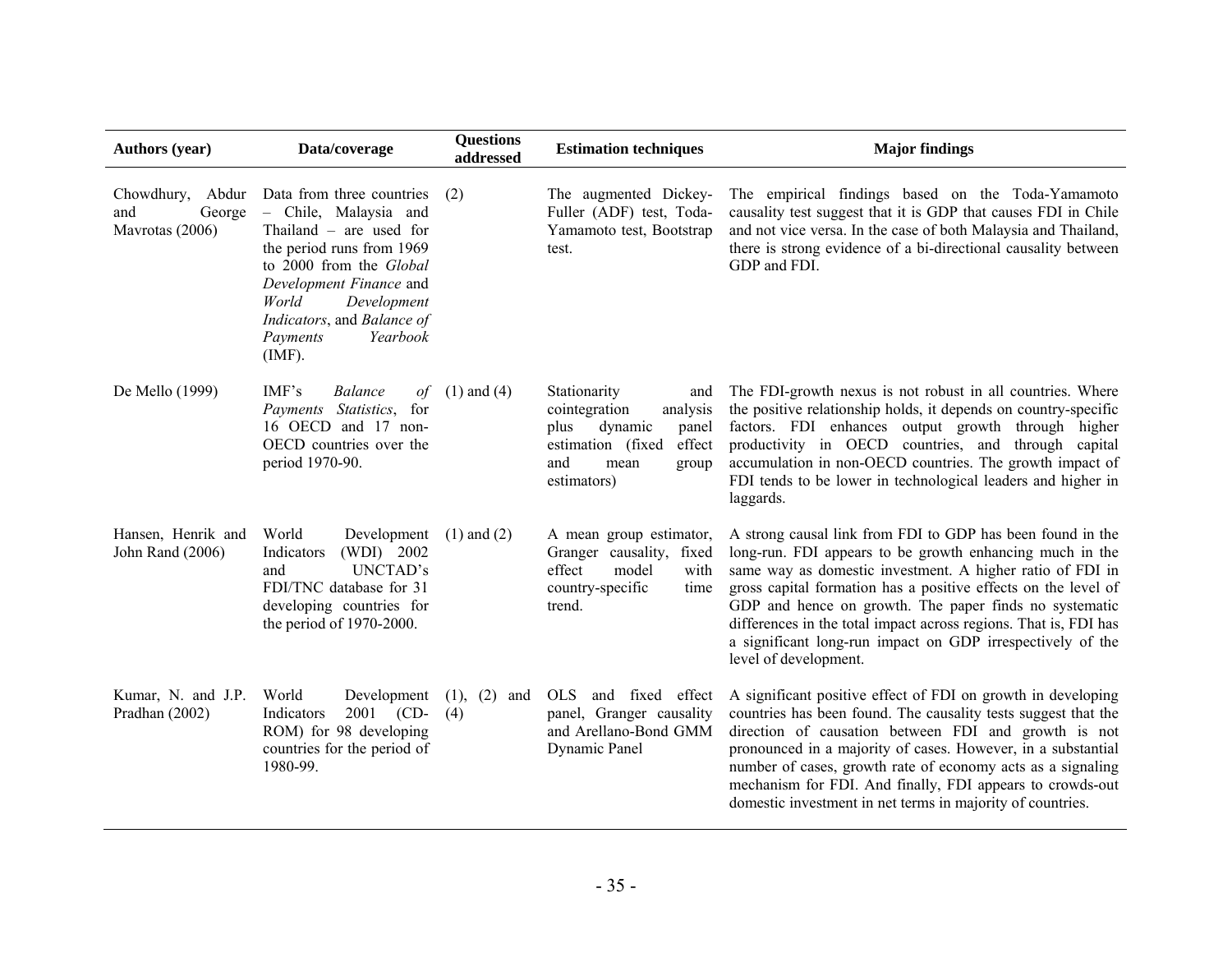| Authors (year) | Data/coverage | Questions addressed | Estimation techniques | Major findings |
|---|---|---|---|---|
| Chowdhury, Abdur and George Mavrotas (2006) | Data from three countries – Chile, Malaysia and Thailand – are used for the period runs from 1969 to 2000 from the *Global Development Finance* and *World Development Indicators*, and *Balance of Payments Yearbook* (IMF). | (2) | The augmented Dickey-Fuller (ADF) test, Toda-Yamamoto test, Bootstrap test. | The empirical findings based on the Toda-Yamamoto causality test suggest that it is GDP that causes FDI in Chile and not vice versa. In the case of both Malaysia and Thailand, there is strong evidence of a bi-directional causality between GDP and FDI. |
| De Mello (1999) | IMF's *Balance of Payments Statistics*, for 16 OECD and 17 non-OECD countries over the period 1970-90. | (1) and (4) | Stationarity and cointegration analysis plus dynamic panel estimation (fixed effect and mean group estimators) | The FDI-growth nexus is not robust in all countries. Where the positive relationship holds, it depends on country-specific factors. FDI enhances output growth through higher productivity in OECD countries, and through capital accumulation in non-OECD countries. The growth impact of FDI tends to be lower in technological leaders and higher in laggards. |
| Hansen, Henrik and John Rand (2006) | World Development Indicators (WDI) 2002 and UNCTAD's FDI/TNC database for 31 developing countries for the period of 1970-2000. | (1) and (2) | A mean group estimator, Granger causality, fixed effect model with country-specific time trend. | A strong causal link from FDI to GDP has been found in the long-run. FDI appears to be growth enhancing much in the same way as domestic investment. A higher ratio of FDI in gross capital formation has a positive effects on the level of GDP and hence on growth. The paper finds no systematic differences in the total impact across regions. That is, FDI has a significant long-run impact on GDP irrespectively of the level of development. |
| Kumar, N. and J.P. Pradhan (2002) | World Development Indicators 2001 (CD-ROM) for 98 developing countries for the period of 1980-99. | (1), (2) and (4) | OLS and fixed effect panel, Granger causality and Arellano-Bond GMM Dynamic Panel | A significant positive effect of FDI on growth in developing countries has been found. The causality tests suggest that the direction of causation between FDI and growth is not pronounced in a majority of cases. However, in a substantial number of cases, growth rate of economy acts as a signaling mechanism for FDI. And finally, FDI appears to crowds-out domestic investment in net terms in majority of countries. |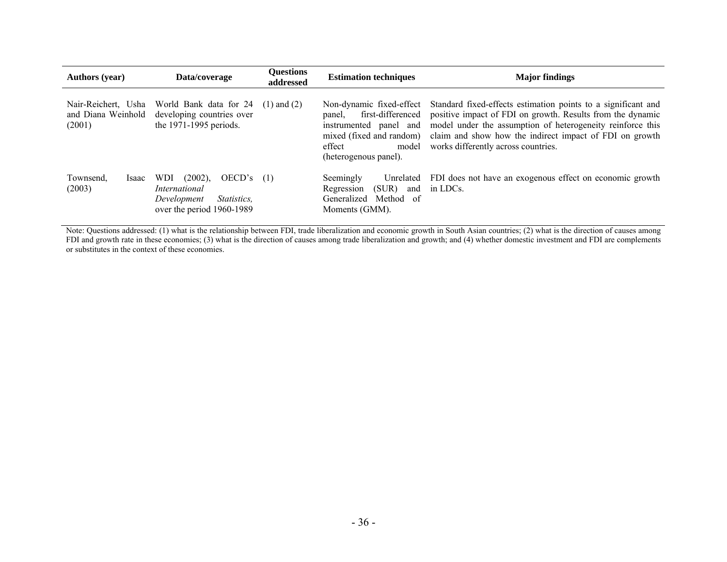| Authors (year) | Data/coverage | Questions addressed | Estimation techniques | Major findings |
|---|---|---|---|---|
| Nair-Reichert, Usha and Diana Weinhold (2001) | World Bank data for 24 developing countries over the 1971-1995 periods. | (1) and (2) | Non-dynamic fixed-effect panel, first-differenced instrumented panel and mixed (fixed and random) effect model (heterogenous panel). | Standard fixed-effects estimation points to a significant and positive impact of FDI on growth. Results from the dynamic model under the assumption of heterogeneity reinforce this claim and show how the indirect impact of FDI on growth works differently across countries. |
| Townsend, Isaac (2003) | WDI (2002), OECD's *International Development Statistics,* over the period 1960-1989 | (1) | Seemingly Unrelated Regression (SUR) and Generalized Method of Moments (GMM). | FDI does not have an exogenous effect on economic growth in LDCs. |

Note: Questions addressed: (1) what is the relationship between FDI, trade liberalization and economic growth in South Asian countries; (2) what is the direction of causes among FDI and growth rate in these economies; (3) what is the direction of causes among trade liberalization and growth; and (4) whether domestic investment and FDI are complements or substitutes in the context of these economies.